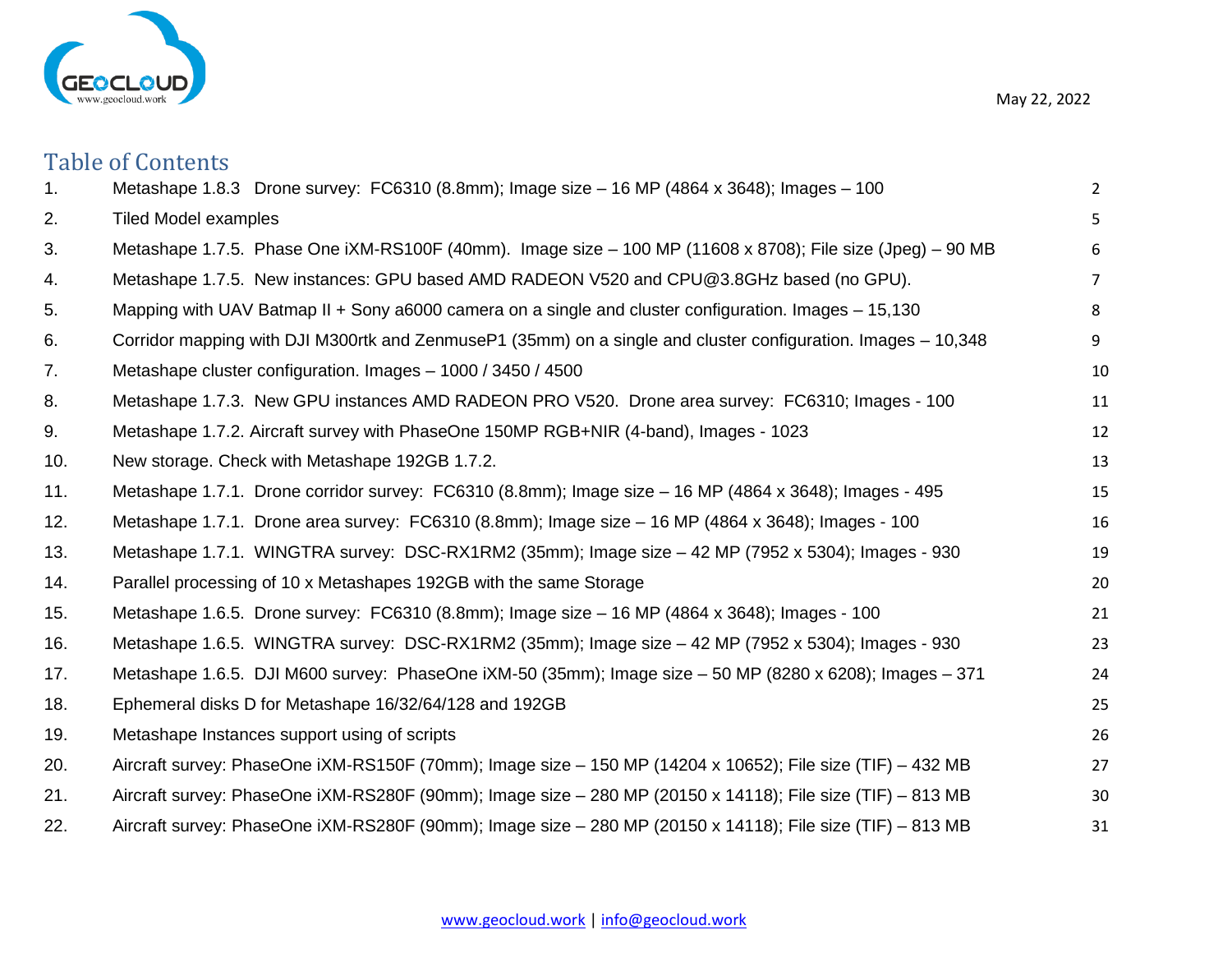May 22, 2022

## Table of Contents

| | | |
|---|---|---|
| 1. | Metashape 1.8.3 Drone survey: FC6310 (8.8mm); Image size – 16 MP (4864 x 3648); Images – 100 | 2 |
| 2. | Tiled Model examples | 5 |
| 3. | Metashape 1.7.5. Phase One iXM-RS100F (40mm). Image size – 100 MP (11608 x 8708); File size (Jpeg) – 90 MB | 6 |
| 4. | Metashape 1.7.5. New instances: GPU based AMD RADEON V520 and CPU@3.8GHz based (no GPU). | 7 |
| 5. | Mapping with UAV Batmap II + Sony a6000 camera on a single and cluster configuration. Images – 15,130 | 8 |
| 6. | Corridor mapping with DJI M300rtk and ZenmuseP1 (35mm) on a single and cluster configuration. Images – 10,348 | 9 |
| 7. | Metashape cluster configuration. Images – 1000 / 3450 / 4500 | 10 |
| 8. | Metashape 1.7.3. New GPU instances AMD RADEON PRO V520. Drone area survey: FC6310; Images - 100 | 11 |
| 9. | Metashape 1.7.2. Aircraft survey with PhaseOne 150MP RGB+NIR (4-band), Images - 1023 | 12 |
| 10. | New storage. Check with Metashape 192GB 1.7.2. | 13 |
| 11. | Metashape 1.7.1. Drone corridor survey: FC6310 (8.8mm); Image size – 16 MP (4864 x 3648); Images - 495 | 15 |
| 12. | Metashape 1.7.1. Drone area survey: FC6310 (8.8mm); Image size – 16 MP (4864 x 3648); Images - 100 | 16 |
| 13. | Metashape 1.7.1. WINGTRA survey: DSC-RX1RM2 (35mm); Image size – 42 MP (7952 x 5304); Images - 930 | 19 |
| 14. | Parallel processing of 10 x Metashapes 192GB with the same Storage | 20 |
| 15. | Metashape 1.6.5. Drone survey: FC6310 (8.8mm); Image size – 16 MP (4864 x 3648); Images - 100 | 21 |
| 16. | Metashape 1.6.5. WINGTRA survey: DSC-RX1RM2 (35mm); Image size – 42 MP (7952 x 5304); Images - 930 | 23 |
| 17. | Metashape 1.6.5. DJI M600 survey: PhaseOne iXM-50 (35mm); Image size – 50 MP (8280 x 6208); Images – 371 | 24 |
| 18. | Ephemeral disks D for Metashape 16/32/64/128 and 192GB | 25 |
| 19. | Metashape Instances support using of scripts | 26 |
| 20. | Aircraft survey: PhaseOne iXM-RS150F (70mm); Image size – 150 MP (14204 x 10652); File size (TIF) – 432 MB | 27 |
| 21. | Aircraft survey: PhaseOne iXM-RS280F (90mm); Image size – 280 MP (20150 x 14118); File size (TIF) – 813 MB | 30 |
| 22. | Aircraft survey: PhaseOne iXM-RS280F (90mm); Image size – 280 MP (20150 x 14118); File size (TIF) – 813 MB | 31 |

www.geocloud.work | info@geocloud.work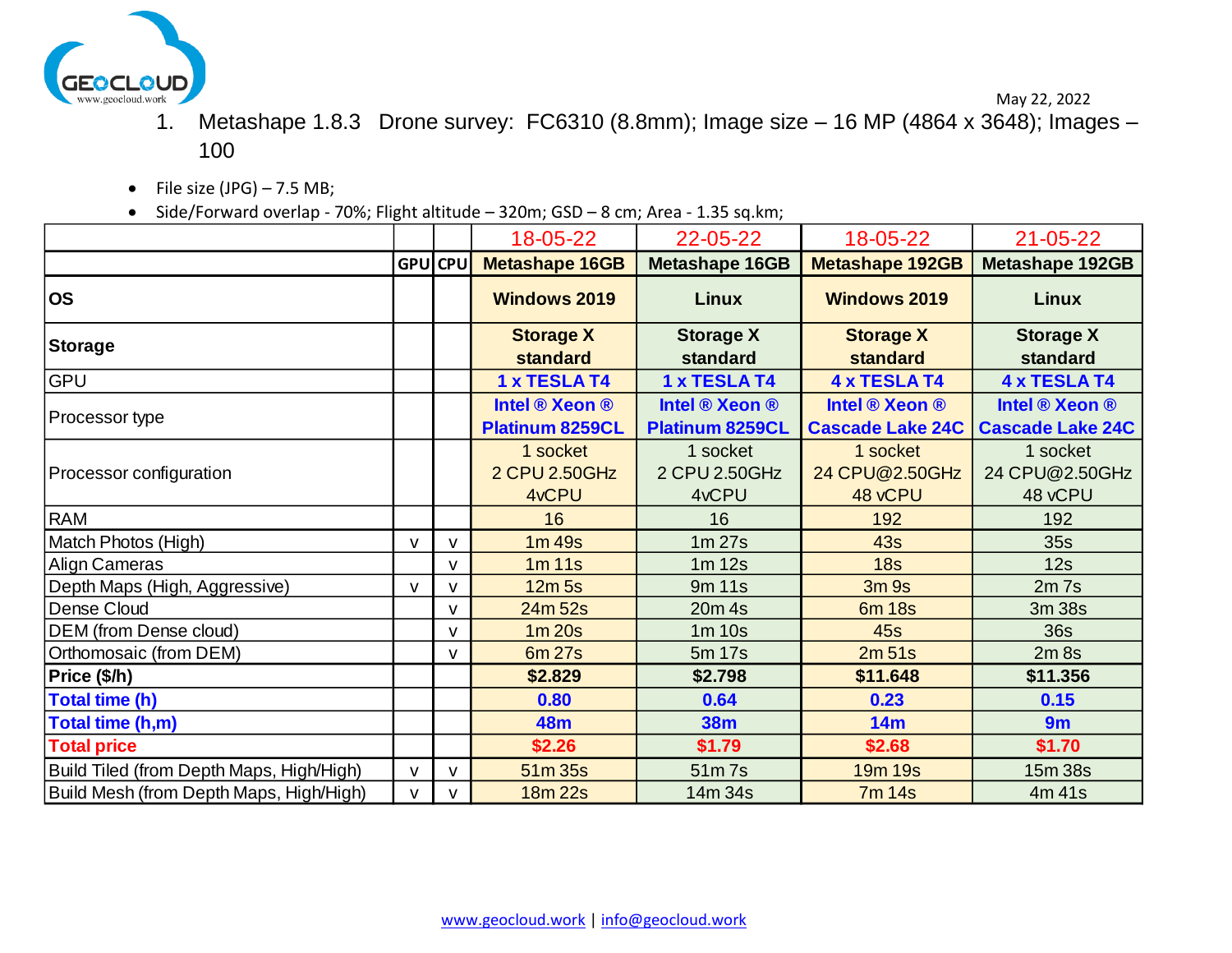May 22, 2022

1. Metashape 1.8.3 Drone survey: FC6310 (8.8mm); Image size – 16 MP (4864 x 3648); Images – 100

- File size (JPG) – 7.5 MB;
- Side/Forward overlap - 70%; Flight altitude – 320m; GSD – 8 cm; Area - 1.35 sq.km;

| | | | 18-05-22 | 22-05-22 | 18-05-22 | 21-05-22 |
|---|---|---|---|---|---|---|
| | GPU | CPU | **Metashape 16GB** | **Metashape 16GB** | **Metashape 192GB** | **Metashape 192GB** |
| **OS** | | | **Windows 2019** | **Linux** | **Windows 2019** | **Linux** |
| **Storage** | | | **Storage X standard** | **Storage X standard** | **Storage X standard** | **Storage X standard** |
| GPU | | | **1 x TESLA T4** | **1 x TESLA T4** | **4 x TESLA T4** | **4 x TESLA T4** |
| Processor type | | | **Intel ® Xeon ® Platinum 8259CL** | **Intel ® Xeon ® Platinum 8259CL** | **Intel ® Xeon ® Cascade Lake 24C** | **Intel ® Xeon ® Cascade Lake 24C** |
| Processor configuration | | | 1 socket 2 CPU 2.50GHz 4vCPU | 1 socket 2 CPU 2.50GHz 4vCPU | 1 socket 24 CPU@2.50GHz 48 vCPU | 1 socket 24 CPU@2.50GHz 48 vCPU |
| RAM | | | 16 | 16 | 192 | 192 |
| Match Photos (High) | v | v | 1m 49s | 1m 27s | 43s | 35s |
| Align Cameras | | v | 1m 11s | 1m 12s | 18s | 12s |
| Depth Maps (High, Aggressive) | v | v | 12m 5s | 9m 11s | 3m 9s | 2m 7s |
| Dense Cloud | | v | 24m 52s | 20m 4s | 6m 18s | 3m 38s |
| DEM (from Dense cloud) | | v | 1m 20s | 1m 10s | 45s | 36s |
| Orthomosaic (from DEM) | | v | 6m 27s | 5m 17s | 2m 51s | 2m 8s |
| **Price ($/h)** | | | **$2.829** | **$2.798** | **$11.648** | **$11.356** |
| **Total time (h)** | | | **0.80** | **0.64** | **0.23** | **0.15** |
| **Total time (h,m)** | | | **48m** | **38m** | **14m** | **9m** |
| **Total price** | | | **$2.26** | **$1.79** | **$2.68** | **$1.70** |
| Build Tiled (from Depth Maps, High/High) | v | v | 51m 35s | 51m 7s | 19m 19s | 15m 38s |
| Build Mesh (from Depth Maps, High/High) | v | v | 18m 22s | 14m 34s | 7m 14s | 4m 41s |

www.geocloud.work | info@geocloud.work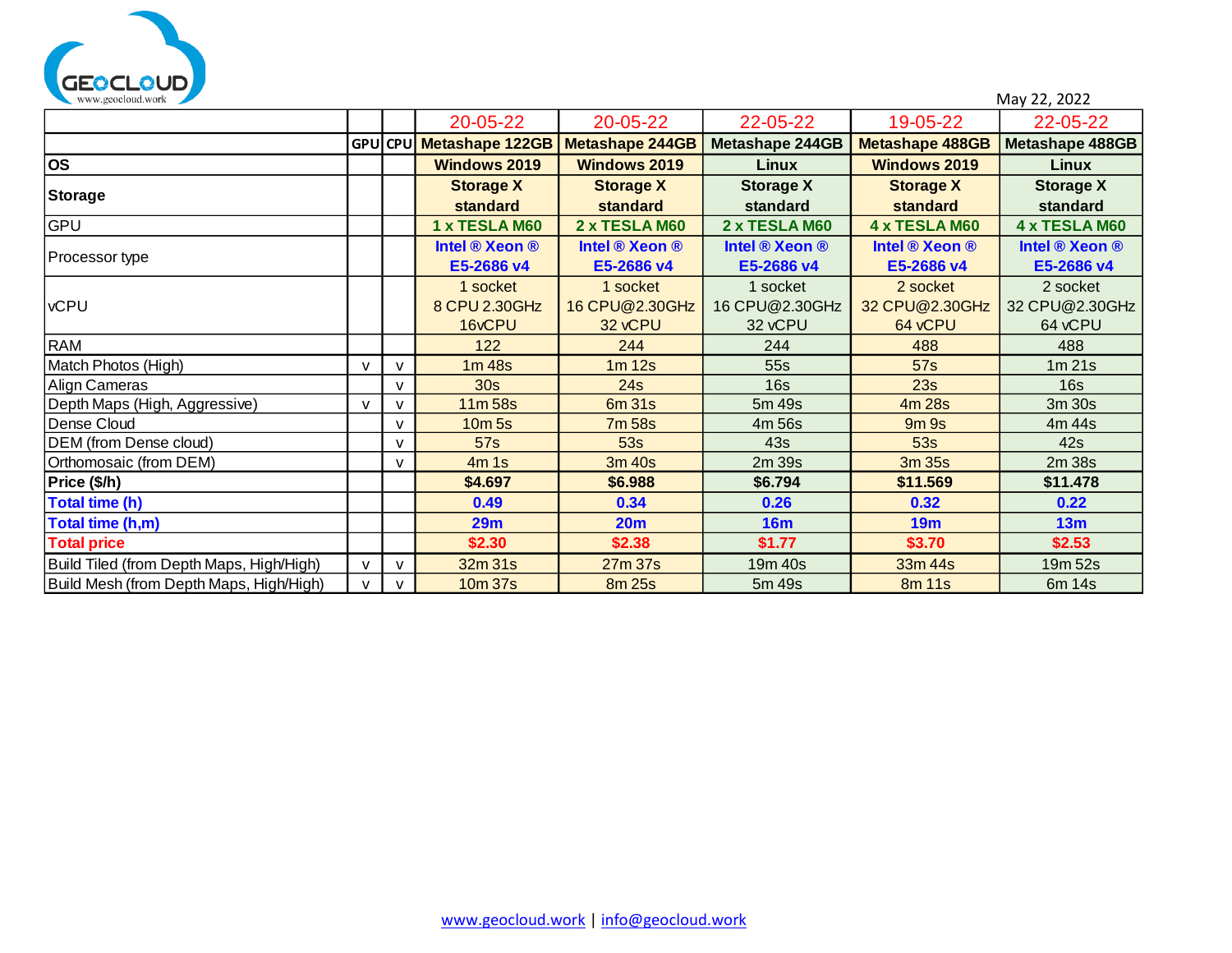GEOCLOUD
www.geocloud.work

May 22, 2022

| | GPU | CPU | 20-05-22 | 20-05-22 | 22-05-22 | 19-05-22 | 22-05-22 |
|---|---|---|---|---|---|---|---|
| | | | **Metashape 122GB** | **Metashape 244GB** | **Metashape 244GB** | **Metashape 488GB** | **Metashape 488GB** |
| **OS** | | | **Windows 2019** | **Windows 2019** | **Linux** | **Windows 2019** | **Linux** |
| **Storage** | | | **Storage X standard** | **Storage X standard** | **Storage X standard** | **Storage X standard** | **Storage X standard** |
| GPU | | | **1 x TESLA M60** | **2 x TESLA M60** | **2 x TESLA M60** | **4 x TESLA M60** | **4 x TESLA M60** |
| Processor type | | | **Intel ® Xeon ® E5-2686 v4** | **Intel ® Xeon ® E5-2686 v4** | **Intel ® Xeon ® E5-2686 v4** | **Intel ® Xeon ® E5-2686 v4** | **Intel ® Xeon ® E5-2686 v4** |
| vCPU | | | 1 socket 8 CPU 2.30GHz 16vCPU | 1 socket 16 CPU@2.30GHz 32 vCPU | 1 socket 16 CPU@2.30GHz 32 vCPU | 2 socket 32 CPU@2.30GHz 64 vCPU | 2 socket 32 CPU@2.30GHz 64 vCPU |
| RAM | | | 122 | 244 | 244 | 488 | 488 |
| Match Photos (High) | v | v | 1m 48s | 1m 12s | 55s | 57s | 1m 21s |
| Align Cameras | | v | 30s | 24s | 16s | 23s | 16s |
| Depth Maps (High, Aggressive) | v | v | 11m 58s | 6m 31s | 5m 49s | 4m 28s | 3m 30s |
| Dense Cloud | | v | 10m 5s | 7m 58s | 4m 56s | 9m 9s | 4m 44s |
| DEM (from Dense cloud) | | v | 57s | 53s | 43s | 53s | 42s |
| Orthomosaic (from DEM) | | v | 4m 1s | 3m 40s | 2m 39s | 3m 35s | 2m 38s |
| **Price ($/h)** | | | **$4.697** | **$6.988** | **$6.794** | **$11.569** | **$11.478** |
| **Total time (h)** | | | **0.49** | **0.34** | **0.26** | **0.32** | **0.22** |
| **Total time (h,m)** | | | **29m** | **20m** | **16m** | **19m** | **13m** |
| **Total price** | | | **$2.30** | **$2.38** | **$1.77** | **$3.70** | **$2.53** |
| Build Tiled (from Depth Maps, High/High) | v | v | 32m 31s | 27m 37s | 19m 40s | 33m 44s | 19m 52s |
| Build Mesh (from Depth Maps, High/High) | v | v | 10m 37s | 8m 25s | 5m 49s | 8m 11s | 6m 14s |

www.geocloud.work | info@geocloud.work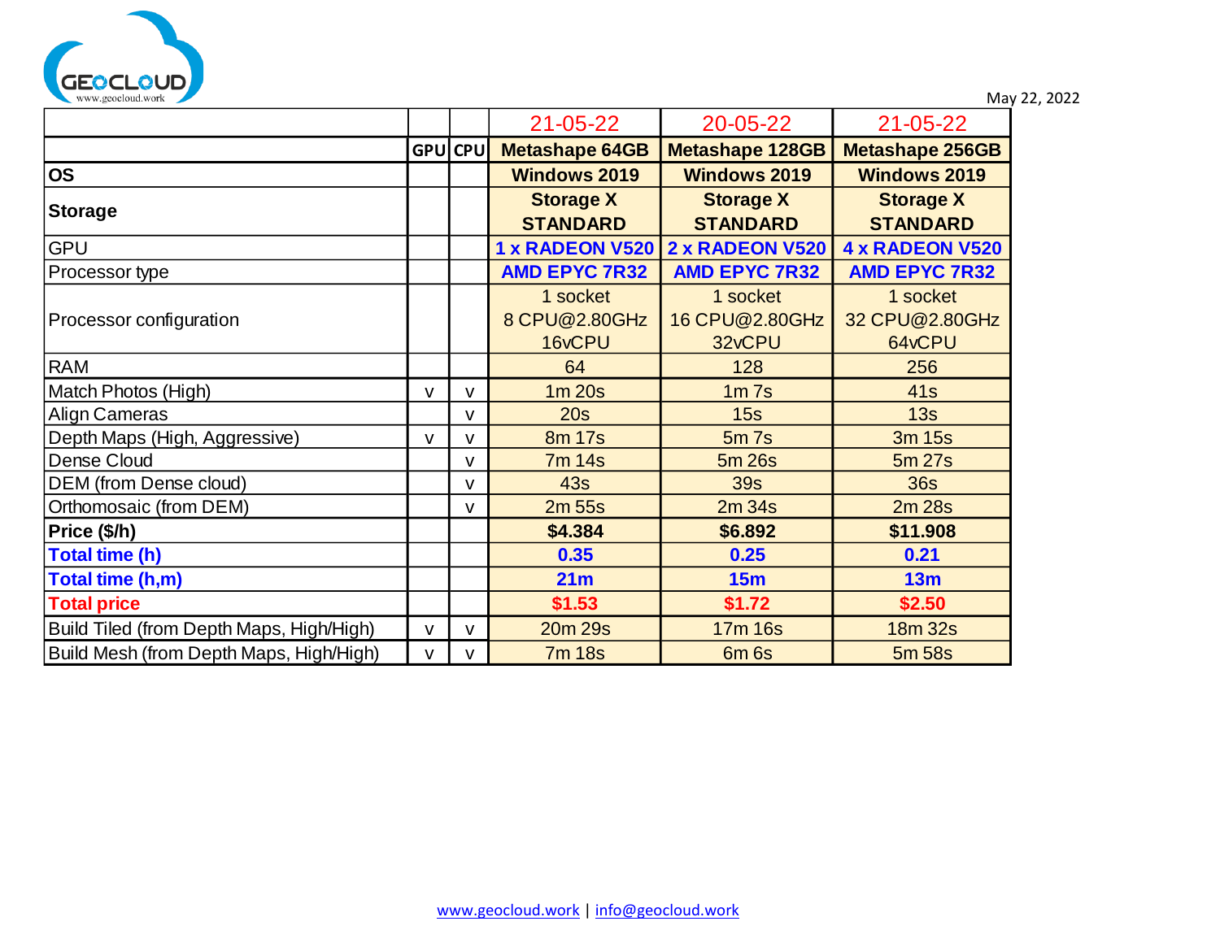GEOCLOUD
www.geocloud.work

May 22, 2022

| | GPU | CPU | 21-05-22 | 20-05-22 | 21-05-22 |
|---|---|---|---|---|---|
| | **GPU** | **CPU** | **Metashape 64GB** | **Metashape 128GB** | **Metashape 256GB** |
| **OS** | | | **Windows 2019** | **Windows 2019** | **Windows 2019** |
| **Storage** | | | **Storage X STANDARD** | **Storage X STANDARD** | **Storage X STANDARD** |
| GPU | | | **1 x RADEON V520** | **2 x RADEON V520** | **4 x RADEON V520** |
| Processor type | | | **AMD EPYC 7R32** | **AMD EPYC 7R32** | **AMD EPYC 7R32** |
| Processor configuration | | | 1 socket 8 CPU@2.80GHz 16vCPU | 1 socket 16 CPU@2.80GHz 32vCPU | 1 socket 32 CPU@2.80GHz 64vCPU |
| RAM | | | 64 | 128 | 256 |
| Match Photos (High) | v | v | 1m 20s | 1m 7s | 41s |
| Align Cameras | | v | 20s | 15s | 13s |
| Depth Maps (High, Aggressive) | v | v | 8m 17s | 5m 7s | 3m 15s |
| Dense Cloud | | v | 7m 14s | 5m 26s | 5m 27s |
| DEM (from Dense cloud) | | v | 43s | 39s | 36s |
| Orthomosaic (from DEM) | | v | 2m 55s | 2m 34s | 2m 28s |
| **Price ($/h)** | | | **$4.384** | **$6.892** | **$11.908** |
| **Total time (h)** | | | **0.35** | **0.25** | **0.21** |
| **Total time (h,m)** | | | **21m** | **15m** | **13m** |
| **Total price** | | | **$1.53** | **$1.72** | **$2.50** |
| Build Tiled (from Depth Maps, High/High) | v | v | 20m 29s | 17m 16s | 18m 32s |
| Build Mesh (from Depth Maps, High/High) | v | v | 7m 18s | 6m 6s | 5m 58s |

www.geocloud.work | info@geocloud.work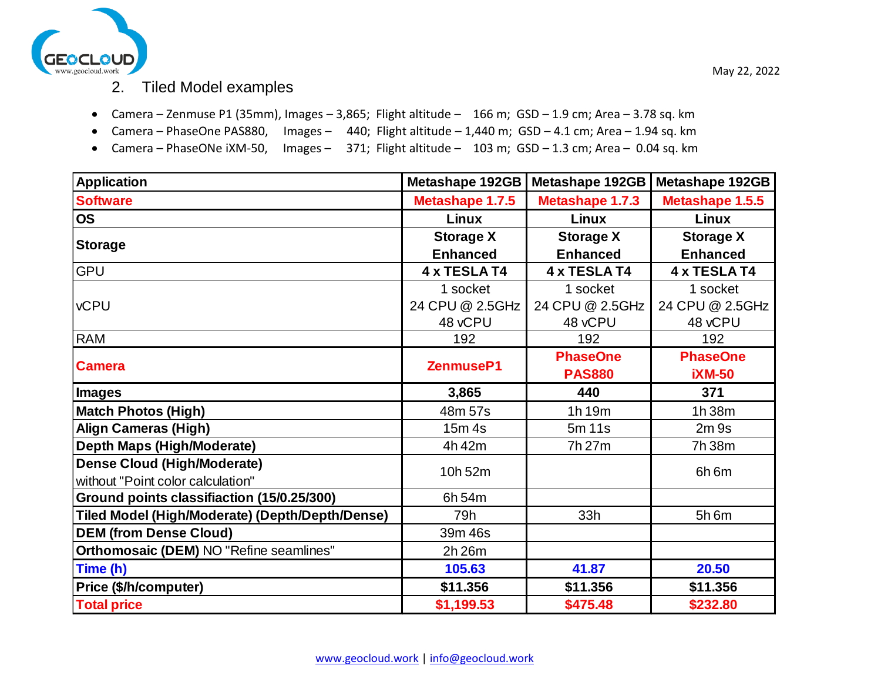2. Tiled Model examples

- Camera – Zenmuse P1 (35mm), Images – 3,865; Flight altitude – 166 m; GSD – 1.9 cm; Area – 3.78 sq. km
- Camera – PhaseOne PAS880, Images – 440; Flight altitude – 1,440 m; GSD – 4.1 cm; Area – 1.94 sq. km
- Camera – PhaseONe iXM-50, Images – 371; Flight altitude – 103 m; GSD – 1.3 cm; Area – 0.04 sq. km

| **Application** | **Metashape 192GB** | **Metashape 192GB** | **Metashape 192GB** |
|---|---|---|---|
| **Software** | **Metashape 1.7.5** | **Metashape 1.7.3** | **Metashape 1.5.5** |
| **OS** | **Linux** | **Linux** | **Linux** |
| **Storage** | **Storage X Enhanced** | **Storage X Enhanced** | **Storage X Enhanced** |
| GPU | **4 x TESLA T4** | **4 x TESLA T4** | **4 x TESLA T4** |
| vCPU | 1 socket 24 CPU @ 2.5GHz 48 vCPU | 1 socket 24 CPU @ 2.5GHz 48 vCPU | 1 socket 24 CPU @ 2.5GHz 48 vCPU |
| RAM | 192 | 192 | 192 |
| **Camera** | **ZenmuseP1** | **PhaseOne PAS880** | **PhaseOne iXM-50** |
| **Images** | **3,865** | **440** | **371** |
| **Match Photos (High)** | 48m 57s | 1h 19m | 1h 38m |
| **Align Cameras (High)** | 15m 4s | 5m 11s | 2m 9s |
| **Depth Maps (High/Moderate)** | 4h 42m | 7h 27m | 7h 38m |
| **Dense Cloud (High/Moderate)** without "Point color calculation" | 10h 52m | | 6h 6m |
| **Ground points classifiaction (15/0.25/300)** | 6h 54m | | |
| **Tiled Model (High/Moderate) (Depth/Depth/Dense)** | 79h | 33h | 5h 6m |
| **DEM (from Dense Cloud)** | 39m 46s | | |
| **Orthomosaic (DEM)** NO "Refine seamlines" | 2h 26m | | |
| **Time (h)** | **105.63** | **41.87** | **20.50** |
| **Price ($/h/computer)** | **$11.356** | **$11.356** | **$11.356** |
| **Total price** | **$1,199.53** | **$475.48** | **$232.80** |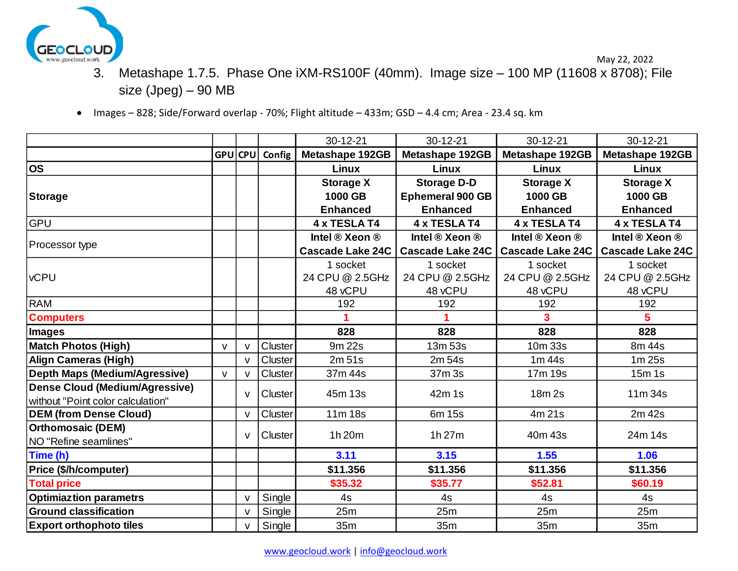May 22, 2022

3. Metashape 1.7.5. Phase One iXM-RS100F (40mm). Image size – 100 MP (11608 x 8708); File size (Jpeg) – 90 MB

- Images – 828; Side/Forward overlap - 70%; Flight altitude – 433m; GSD – 4.4 cm; Area - 23.4 sq. km

| | | | | 30-12-21 | 30-12-21 | 30-12-21 | 30-12-21 |
|---|---|---|---|---|---|---|---|
| | **GPU** | **CPU** | **Config** | **Metashape 192GB** | **Metashape 192GB** | **Metashape 192GB** | **Metashape 192GB** |
| **OS** | | | | **Linux** | **Linux** | **Linux** | **Linux** |
| **Storage** | | | | **Storage X 1000 GB Enhanced** | **Storage D-D Ephemeral 900 GB Enhanced** | **Storage X 1000 GB Enhanced** | **Storage X 1000 GB Enhanced** |
| GPU | | | | **4 x TESLA T4** | **4 x TESLA T4** | **4 x TESLA T4** | **4 x TESLA T4** |
| Processor type | | | | **Intel ® Xeon ® Cascade Lake 24C** | **Intel ® Xeon ® Cascade Lake 24C** | **Intel ® Xeon ® Cascade Lake 24C** | **Intel ® Xeon ® Cascade Lake 24C** |
| vCPU | | | | 1 socket 24 CPU @ 2.5GHz 48 vCPU | 1 socket 24 CPU @ 2.5GHz 48 vCPU | 1 socket 24 CPU @ 2.5GHz 48 vCPU | 1 socket 24 CPU @ 2.5GHz 48 vCPU |
| RAM | | | | 192 | 192 | 192 | 192 |
| **Computers** | | | | **1** | **1** | **3** | **5** |
| **Images** | | | | **828** | **828** | **828** | **828** |
| **Match Photos (High)** | v | v | Cluster | 9m 22s | 13m 53s | 10m 33s | 8m 44s |
| **Align Cameras (High)** | | v | Cluster | 2m 51s | 2m 54s | 1m 44s | 1m 25s |
| **Depth Maps (Medium/Agressive)** | v | v | Cluster | 37m 44s | 37m 3s | 17m 19s | 15m 1s |
| **Dense Cloud (Medium/Agressive)** without "Point color calculation" | | v | Cluster | 45m 13s | 42m 1s | 18m 2s | 11m 34s |
| **DEM (from Dense Cloud)** | | v | Cluster | 11m 18s | 6m 15s | 4m 21s | 2m 42s |
| **Orthomosaic (DEM)** NO "Refine seamlines" | | v | Cluster | 1h 20m | 1h 27m | 40m 43s | 24m 14s |
| **Time (h)** | | | | **3.11** | **3.15** | **1.55** | **1.06** |
| **Price ($/h/computer)** | | | | **$11.356** | **$11.356** | **$11.356** | **$11.356** |
| **Total price** | | | | **$35.32** | **$35.77** | **$52.81** | **$60.19** |
| **Optimiaztion parametrs** | | v | Single | 4s | 4s | 4s | 4s |
| **Ground classification** | | v | Single | 25m | 25m | 25m | 25m |
| **Export orthophoto tiles** | | v | Single | 35m | 35m | 35m | 35m |

www.geocloud.work | info@geocloud.work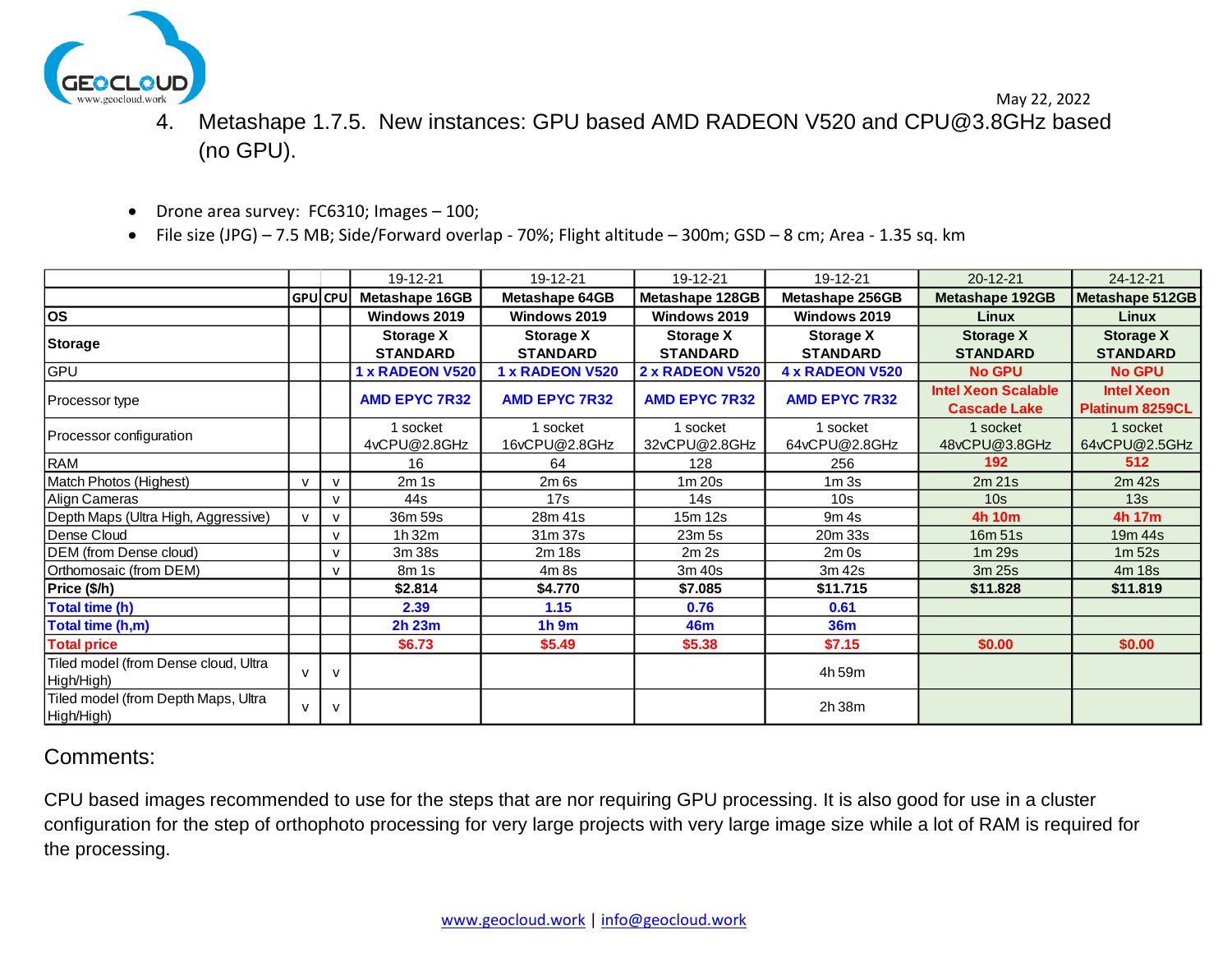May 22, 2022

4. Metashape 1.7.5. New instances: GPU based AMD RADEON V520 and CPU@3.8GHz based (no GPU).

- Drone area survey: FC6310; Images – 100;
- File size (JPG) – 7.5 MB; Side/Forward overlap - 70%; Flight altitude – 300m; GSD – 8 cm; Area - 1.35 sq. km

| | | | 19-12-21 | 19-12-21 | 19-12-21 | 19-12-21 | 20-12-21 | 24-12-21 |
|---|---|---|---|---|---|---|---|---|
| | **GPU** | **CPU** | **Metashape 16GB** | **Metashape 64GB** | **Metashape 128GB** | **Metashape 256GB** | **Metashape 192GB** | **Metashape 512GB** |
| **OS** | | | **Windows 2019** | **Windows 2019** | **Windows 2019** | **Windows 2019** | **Linux** | **Linux** |
| **Storage** | | | **Storage X STANDARD** | **Storage X STANDARD** | **Storage X STANDARD** | **Storage X STANDARD** | **Storage X STANDARD** | **Storage X STANDARD** |
| GPU | | | **1 x RADEON V520** | **1 x RADEON V520** | **2 x RADEON V520** | **4 x RADEON V520** | **No GPU** | **No GPU** |
| Processor type | | | **AMD EPYC 7R32** | **AMD EPYC 7R32** | **AMD EPYC 7R32** | **AMD EPYC 7R32** | **Intel Xeon Scalable Cascade Lake** | **Intel Xeon Platinum 8259CL** |
| Processor configuration | | | 1 socket 4vCPU@2.8GHz | 1 socket 16vCPU@2.8GHz | 1 socket 32vCPU@2.8GHz | 1 socket 64vCPU@2.8GHz | 1 socket 48vCPU@3.8GHz | 1 socket 64vCPU@2.5GHz |
| RAM | | | 16 | 64 | 128 | 256 | **192** | **512** |
| Match Photos (Highest) | v | v | 2m 1s | 2m 6s | 1m 20s | 1m 3s | 2m 21s | 2m 42s |
| Align Cameras | | v | 44s | 17s | 14s | 10s | 10s | 13s |
| Depth Maps (Ultra High, Aggressive) | v | v | 36m 59s | 28m 41s | 15m 12s | 9m 4s | **4h 10m** | **4h 17m** |
| Dense Cloud | | v | 1h 32m | 31m 37s | 23m 5s | 20m 33s | 16m 51s | 19m 44s |
| DEM (from Dense cloud) | | v | 3m 38s | 2m 18s | 2m 2s | 2m 0s | 1m 29s | 1m 52s |
| Orthomosaic (from DEM) | | v | 8m 1s | 4m 8s | 3m 40s | 3m 42s | 3m 25s | 4m 18s |
| **Price ($/h)** | | | **$2.814** | **$4.770** | **$7.085** | **$11.715** | **$11.828** | **$11.819** |
| **Total time (h)** | | | **2.39** | **1.15** | **0.76** | **0.61** | | |
| **Total time (h,m)** | | | **2h 23m** | **1h 9m** | **46m** | **36m** | | |
| **Total price** | | | **$6.73** | **$5.49** | **$5.38** | **$7.15** | **$0.00** | **$0.00** |
| Tiled model (from Dense cloud, Ultra High/High) | v | v | | | | 4h 59m | | |
| Tiled model (from Depth Maps, Ultra High/High) | v | v | | | | 2h 38m | | |

Comments:

CPU based images recommended to use for the steps that are nor requiring GPU processing. It is also good for use in a cluster configuration for the step of orthophoto processing for very large projects with very large image size while a lot of RAM is required for the processing.

www.geocloud.work | info@geocloud.work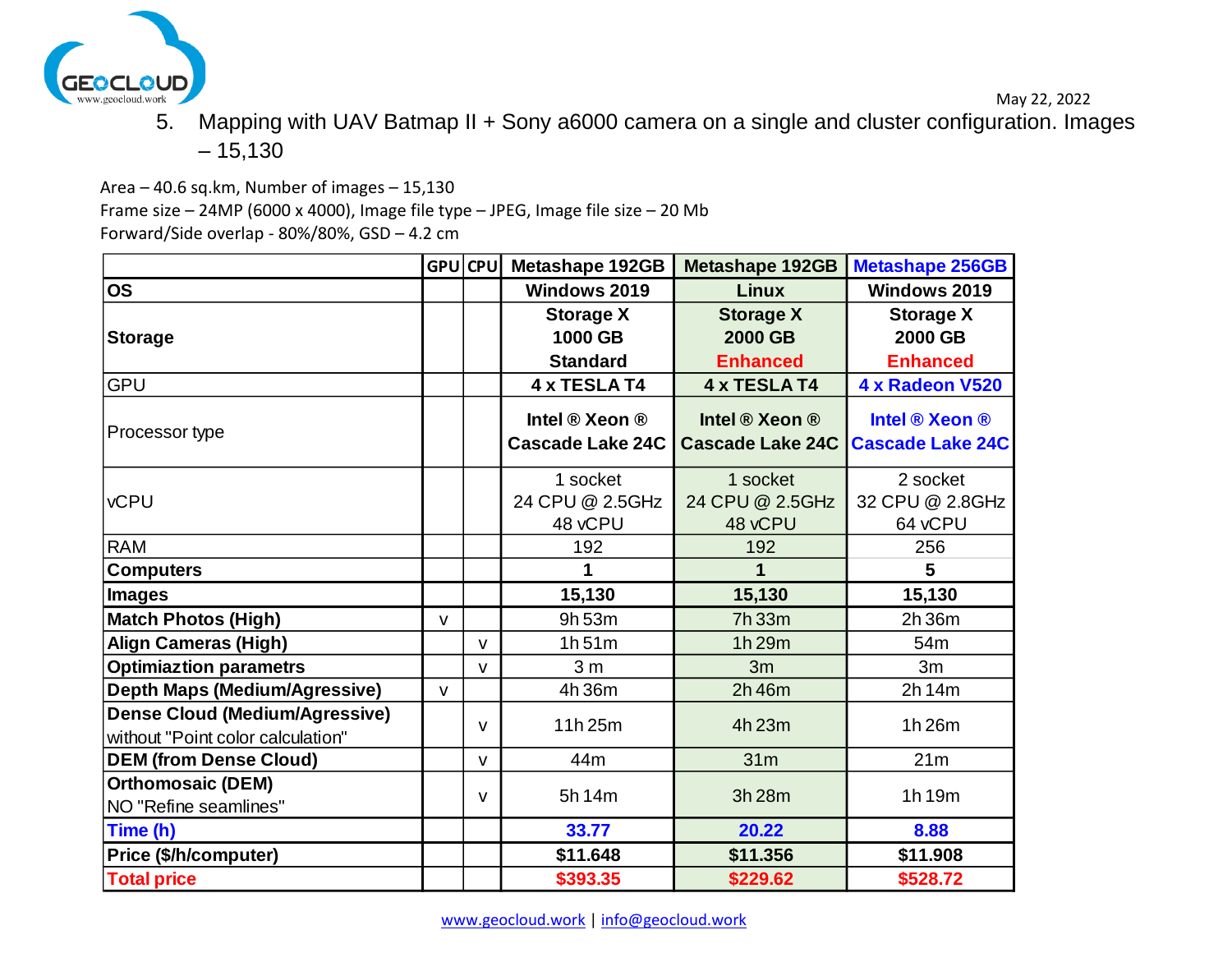May 22, 2022

5. Mapping with UAV Batmap II + Sony a6000 camera on a single and cluster configuration. Images – 15,130

Area – 40.6 sq.km, Number of images – 15,130
Frame size – 24MP (6000 x 4000), Image file type – JPEG, Image file size – 20 Mb
Forward/Side overlap - 80%/80%, GSD – 4.2 cm

| | GPU | CPU | Metashape 192GB | Metashape 192GB | Metashape 256GB |
|---|---|---|---|---|---|
| **OS** | | | **Windows 2019** | **Linux** | **Windows 2019** |
| **Storage** | | | **Storage X 1000 GB Standard** | **Storage X 2000 GB Enhanced** | **Storage X 2000 GB Enhanced** |
| GPU | | | **4 x TESLA T4** | **4 x TESLA T4** | **4 x Radeon V520** |
| Processor type | | | **Intel ® Xeon ® Cascade Lake 24C** | **Intel ® Xeon ® Cascade Lake 24C** | **Intel ® Xeon ® Cascade Lake 24C** |
| vCPU | | | 1 socket 24 CPU @ 2.5GHz 48 vCPU | 1 socket 24 CPU @ 2.5GHz 48 vCPU | 2 socket 32 CPU @ 2.8GHz 64 vCPU |
| RAM | | | 192 | 192 | 256 |
| **Computers** | | | **1** | **1** | **5** |
| **Images** | | | **15,130** | **15,130** | **15,130** |
| **Match Photos (High)** | v | | 9h 53m | 7h 33m | 2h 36m |
| **Align Cameras (High)** | | v | 1h 51m | 1h 29m | 54m |
| **Optimiaztion parametrs** | | v | 3 m | 3m | 3m |
| **Depth Maps (Medium/Agressive)** | v | | 4h 36m | 2h 46m | 2h 14m |
| **Dense Cloud (Medium/Agressive)** without "Point color calculation" | | v | 11h 25m | 4h 23m | 1h 26m |
| **DEM (from Dense Cloud)** | | v | 44m | 31m | 21m |
| **Orthomosaic (DEM)** NO "Refine seamlines" | | v | 5h 14m | 3h 28m | 1h 19m |
| **Time (h)** | | | **33.77** | **20.22** | **8.88** |
| **Price ($/h/computer)** | | | **$11.648** | **$11.356** | **$11.908** |
| **Total price** | | | **$393.35** | **$229.62** | **$528.72** |

www.geocloud.work | info@geocloud.work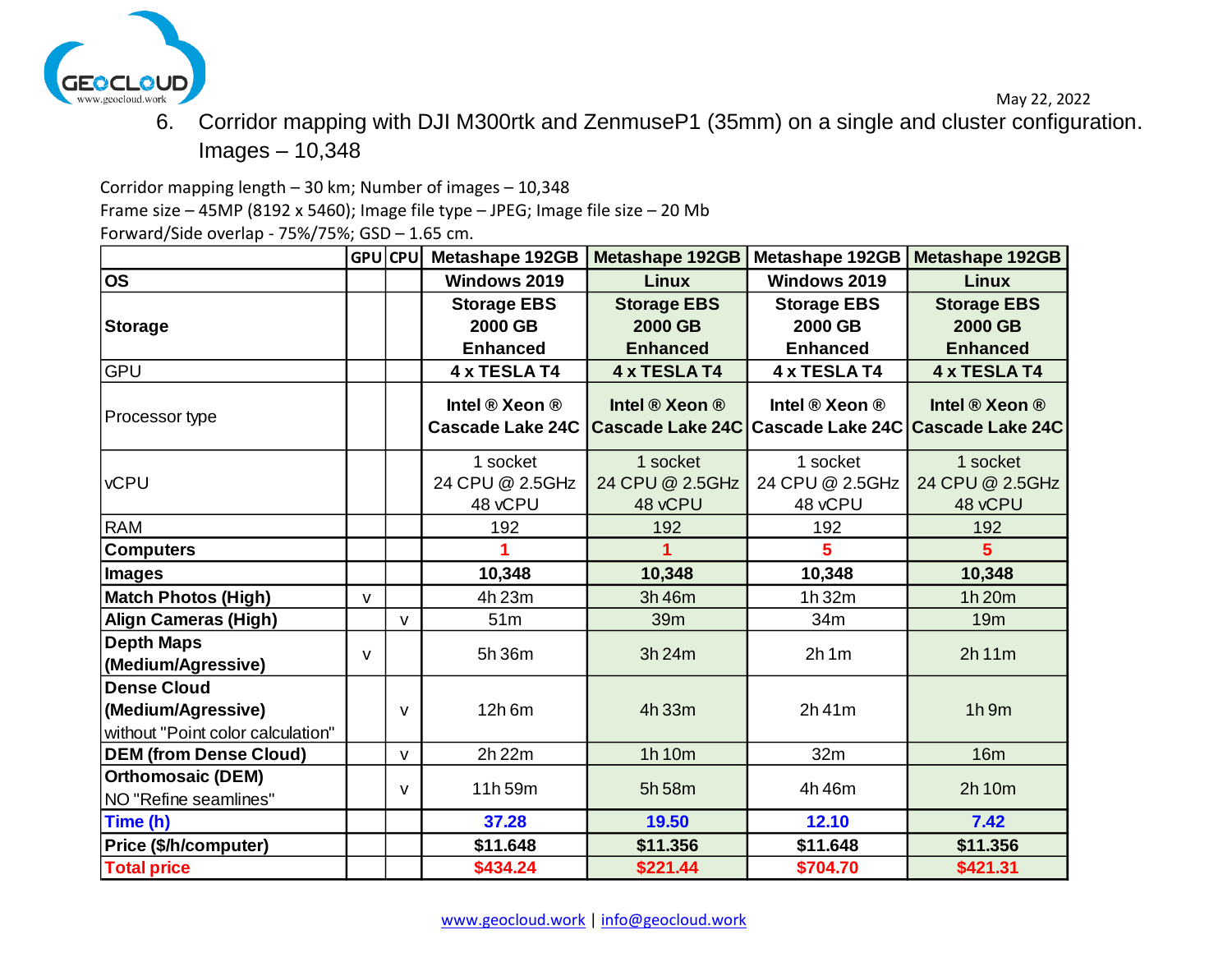May 22, 2022

6. Corridor mapping with DJI M300rtk and ZenmuseP1 (35mm) on a single and cluster configuration. Images – 10,348

Corridor mapping length – 30 km; Number of images – 10,348
Frame size – 45MP (8192 x 5460); Image file type – JPEG; Image file size – 20 Mb
Forward/Side overlap - 75%/75%; GSD – 1.65 cm.

| | GPU | CPU | Metashape 192GB | Metashape 192GB | Metashape 192GB | Metashape 192GB |
|---|---|---|---|---|---|---|
| **OS** | | | **Windows 2019** | **Linux** | **Windows 2019** | **Linux** |
| **Storage** | | | **Storage EBS 2000 GB Enhanced** | **Storage EBS 2000 GB Enhanced** | **Storage EBS 2000 GB Enhanced** | **Storage EBS 2000 GB Enhanced** |
| GPU | | | **4 x TESLA T4** | **4 x TESLA T4** | **4 x TESLA T4** | **4 x TESLA T4** |
| Processor type | | | **Intel ® Xeon ® Cascade Lake 24C** | **Intel ® Xeon ® Cascade Lake 24C** | **Intel ® Xeon ® Cascade Lake 24C** | **Intel ® Xeon ® Cascade Lake 24C** |
| vCPU | | | 1 socket 24 CPU @ 2.5GHz 48 vCPU | 1 socket 24 CPU @ 2.5GHz 48 vCPU | 1 socket 24 CPU @ 2.5GHz 48 vCPU | 1 socket 24 CPU @ 2.5GHz 48 vCPU |
| RAM | | | 192 | 192 | 192 | 192 |
| **Computers** | | | **1** | **1** | **5** | **5** |
| **Images** | | | **10,348** | **10,348** | **10,348** | **10,348** |
| **Match Photos (High)** | v | | 4h 23m | 3h 46m | 1h 32m | 1h 20m |
| **Align Cameras (High)** | | v | 51m | 39m | 34m | 19m |
| **Depth Maps (Medium/Agressive)** | v | | 5h 36m | 3h 24m | 2h 1m | 2h 11m |
| **Dense Cloud (Medium/Agressive)** without "Point color calculation" | | v | 12h 6m | 4h 33m | 2h 41m | 1h 9m |
| **DEM (from Dense Cloud)** | | v | 2h 22m | 1h 10m | 32m | 16m |
| **Orthomosaic (DEM)** NO "Refine seamlines" | | v | 11h 59m | 5h 58m | 4h 46m | 2h 10m |
| **Time (h)** | | | **37.28** | **19.50** | **12.10** | **7.42** |
| **Price ($/h/computer)** | | | **$11.648** | **$11.356** | **$11.648** | **$11.356** |
| **Total price** | | | **$434.24** | **$221.44** | **$704.70** | **$421.31** |

www.geocloud.work | info@geocloud.work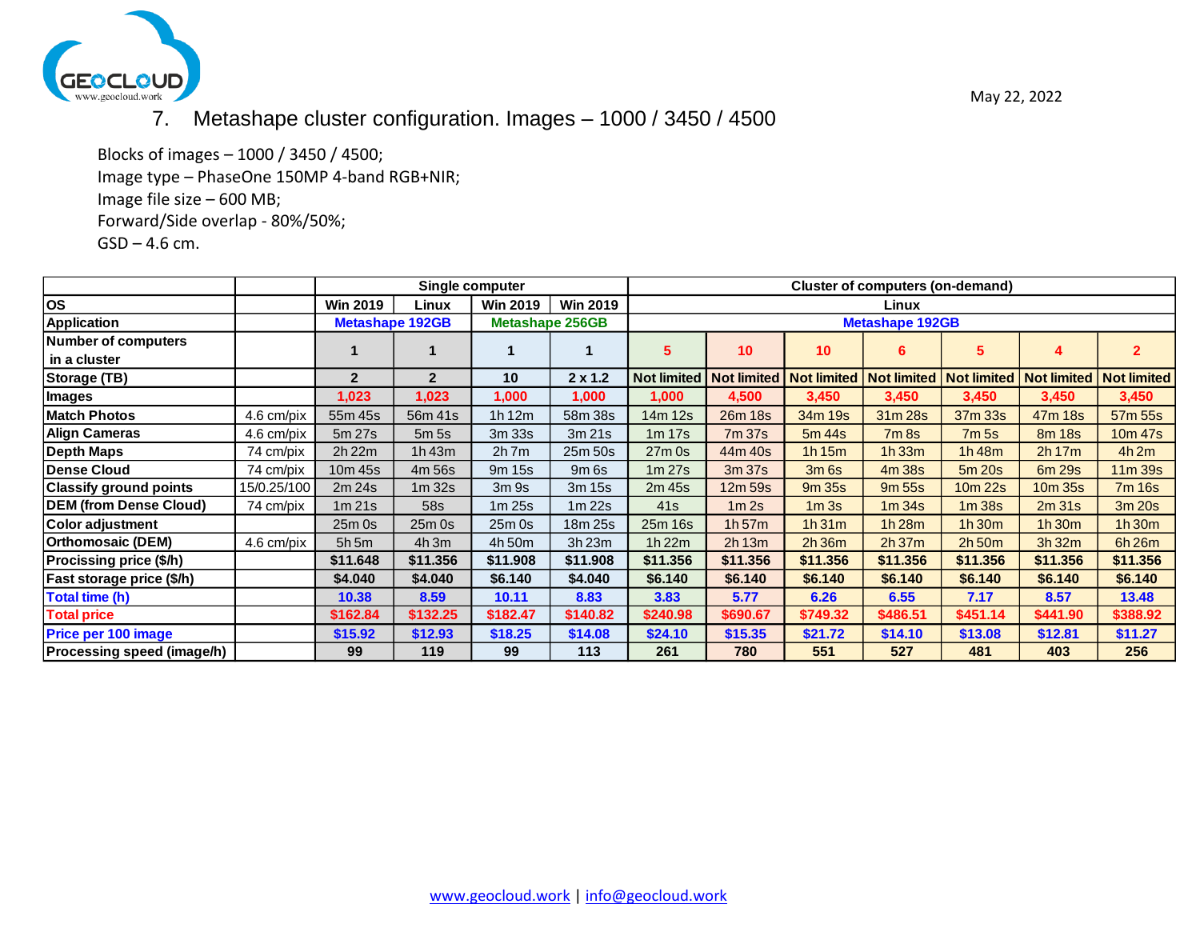May 22, 2022

## 7. Metashape cluster configuration. Images – 1000 / 3450 / 4500

Blocks of images – 1000 / 3450 / 4500;
Image type – PhaseOne 150MP 4-band RGB+NIR;
Image file size – 600 MB;
Forward/Side overlap - 80%/50%;
GSD – 4.6 cm.

| | | Single computer | | | | Cluster of computers (on-demand) | | | | | | |
|---|---|---|---|---|---|---|---|---|---|---|---|---|
| OS | | Win 2019 | Linux | Win 2019 | Win 2019 | Linux | | | | | | |
| Application | | Metashape 192GB | | Metashape 256GB | | Metashape 192GB | | | | | | |
| Number of computers in a cluster | | 1 | 1 | 1 | 1 | 5 | 10 | 10 | 6 | 5 | 4 | 2 |
| Storage (TB) | | 2 | 2 | 10 | 2 x 1.2 | Not limited | Not limited | Not limited | Not limited | Not limited | Not limited | Not limited |
| Images | | 1,023 | 1,023 | 1,000 | 1,000 | 1,000 | 4,500 | 3,450 | 3,450 | 3,450 | 3,450 | 3,450 |
| Match Photos | 4.6 cm/pix | 55m 45s | 56m 41s | 1h 12m | 58m 38s | 14m 12s | 26m 18s | 34m 19s | 31m 28s | 37m 33s | 47m 18s | 57m 55s |
| Align Cameras | 4.6 cm/pix | 5m 27s | 5m 5s | 3m 33s | 3m 21s | 1m 17s | 7m 37s | 5m 44s | 7m 8s | 7m 5s | 8m 18s | 10m 47s |
| Depth Maps | 74 cm/pix | 2h 22m | 1h 43m | 2h 7m | 25m 50s | 27m 0s | 44m 40s | 1h 15m | 1h 33m | 1h 48m | 2h 17m | 4h 2m |
| Dense Cloud | 74 cm/pix | 10m 45s | 4m 56s | 9m 15s | 9m 6s | 1m 27s | 3m 37s | 3m 6s | 4m 38s | 5m 20s | 6m 29s | 11m 39s |
| Classify ground points | 15/0.25/100 | 2m 24s | 1m 32s | 3m 9s | 3m 15s | 2m 45s | 12m 59s | 9m 35s | 9m 55s | 10m 22s | 10m 35s | 7m 16s |
| DEM (from Dense Cloud) | 74 cm/pix | 1m 21s | 58s | 1m 25s | 1m 22s | 41s | 1m 2s | 1m 3s | 1m 34s | 1m 38s | 2m 31s | 3m 20s |
| Color adjustment | | 25m 0s | 25m 0s | 25m 0s | 18m 25s | 25m 16s | 1h 57m | 1h 31m | 1h 28m | 1h 30m | 1h 30m | 1h 30m |
| Orthomosaic (DEM) | 4.6 cm/pix | 5h 5m | 4h 3m | 4h 50m | 3h 23m | 1h 22m | 2h 13m | 2h 36m | 2h 37m | 2h 50m | 3h 32m | 6h 26m |
| Procissing price ($/h) | | $11.648 | $11.356 | $11.908 | $11.908 | $11.356 | $11.356 | $11.356 | $11.356 | $11.356 | $11.356 | $11.356 |
| Fast storage price ($/h) | | $4.040 | $4.040 | $6.140 | $4.040 | $6.140 | $6.140 | $6.140 | $6.140 | $6.140 | $6.140 | $6.140 |
| Total time (h) | | 10.38 | 8.59 | 10.11 | 8.83 | 3.83 | 5.77 | 6.26 | 6.55 | 7.17 | 8.57 | 13.48 |
| Total price | | $162.84 | $132.25 | $182.47 | $140.82 | $240.98 | $690.67 | $749.32 | $486.51 | $451.14 | $441.90 | $388.92 |
| Price per 100 image | | $15.92 | $12.93 | $18.25 | $14.08 | $24.10 | $15.35 | $21.72 | $14.10 | $13.08 | $12.81 | $11.27 |
| Processing speed (image/h) | | 99 | 119 | 99 | 113 | 261 | 780 | 551 | 527 | 481 | 403 | 256 |

www.geocloud.work | info@geocloud.work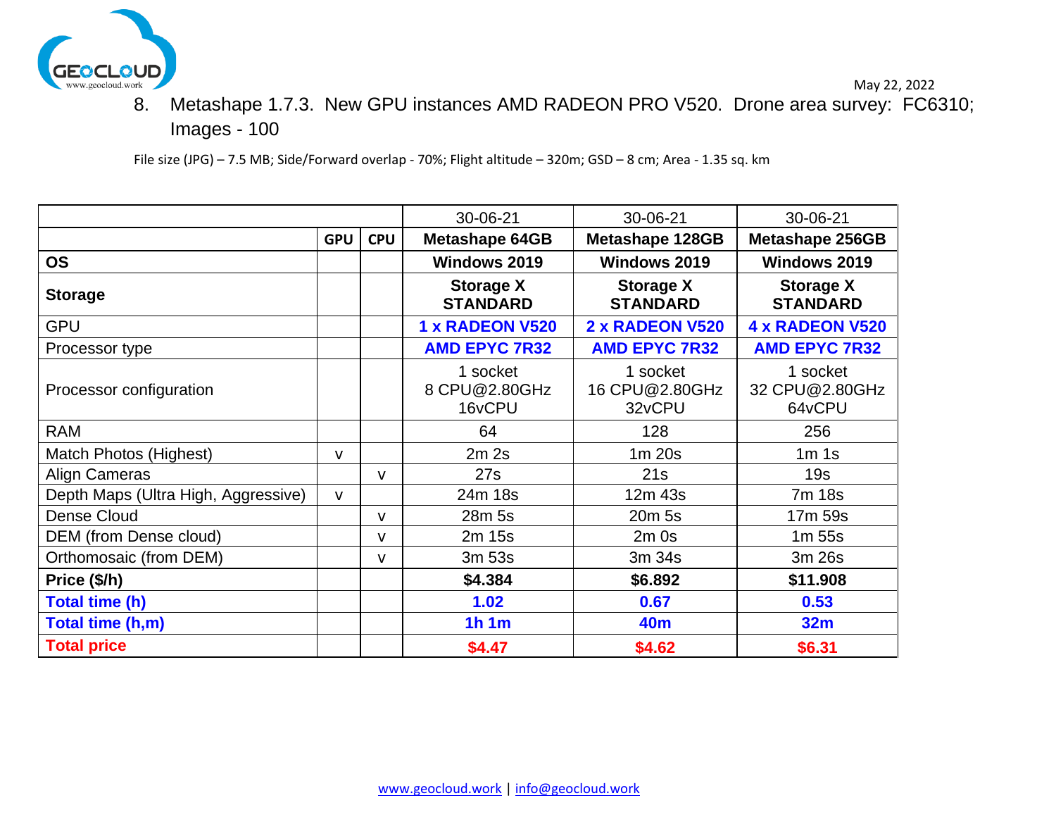May 22, 2022

## 8. Metashape 1.7.3. New GPU instances AMD RADEON PRO V520. Drone area survey: FC6310; Images - 100

File size (JPG) – 7.5 MB; Side/Forward overlap - 70%; Flight altitude – 320m; GSD – 8 cm; Area - 1.35 sq. km

| | | | 30-06-21 | 30-06-21 | 30-06-21 |
|---|---|---|---|---|---|
| | **GPU** | **CPU** | **Metashape 64GB** | **Metashape 128GB** | **Metashape 256GB** |
| **OS** | | | **Windows 2019** | **Windows 2019** | **Windows 2019** |
| **Storage** | | | **Storage X STANDARD** | **Storage X STANDARD** | **Storage X STANDARD** |
| GPU | | | **1 x RADEON V520** | **2 x RADEON V520** | **4 x RADEON V520** |
| Processor type | | | **AMD EPYC 7R32** | **AMD EPYC 7R32** | **AMD EPYC 7R32** |
| Processor configuration | | | 1 socket 8 CPU@2.80GHz 16vCPU | 1 socket 16 CPU@2.80GHz 32vCPU | 1 socket 32 CPU@2.80GHz 64vCPU |
| RAM | | | 64 | 128 | 256 |
| Match Photos (Highest) | v | | 2m 2s | 1m 20s | 1m 1s |
| Align Cameras | | v | 27s | 21s | 19s |
| Depth Maps (Ultra High, Aggressive) | v | | 24m 18s | 12m 43s | 7m 18s |
| Dense Cloud | | v | 28m 5s | 20m 5s | 17m 59s |
| DEM (from Dense cloud) | | v | 2m 15s | 2m 0s | 1m 55s |
| Orthomosaic (from DEM) | | v | 3m 53s | 3m 34s | 3m 26s |
| **Price ($/h)** | | | **$4.384** | **$6.892** | **$11.908** |
| **Total time (h)** | | | **1.02** | **0.67** | **0.53** |
| **Total time (h,m)** | | | **1h 1m** | **40m** | **32m** |
| **Total price** | | | **$4.47** | **$4.62** | **$6.31** |

www.geocloud.work | info@geocloud.work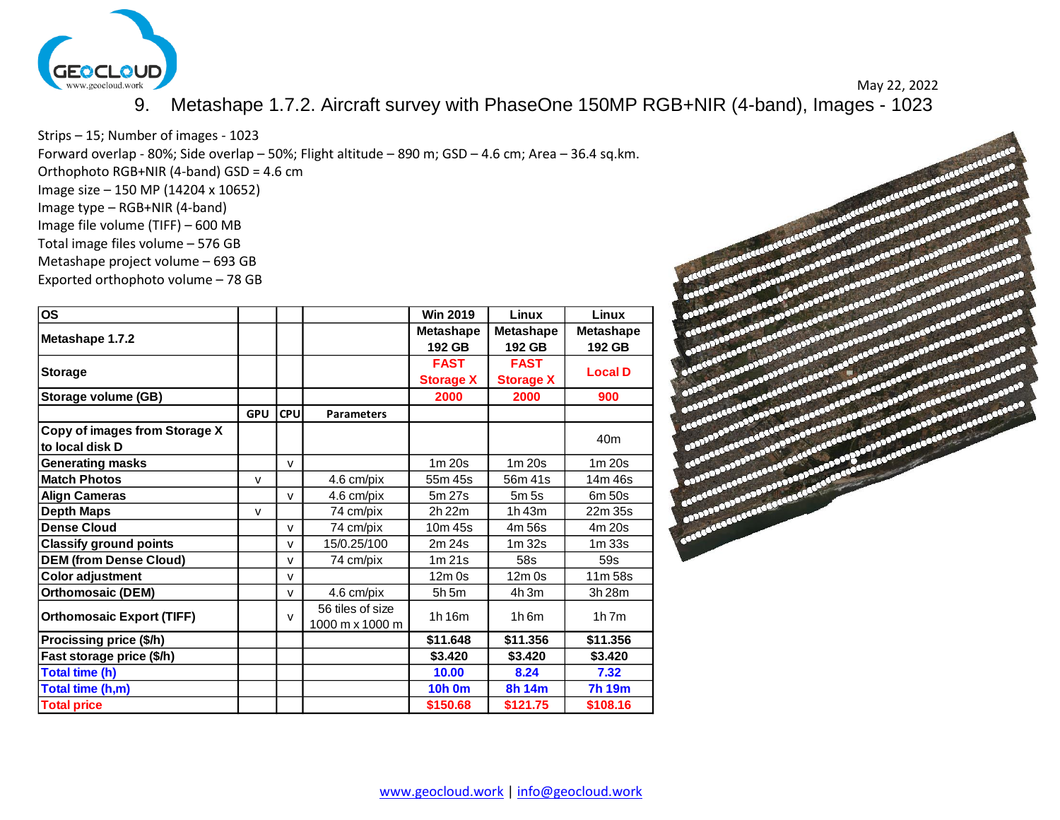May 22, 2022

## 9. Metashape 1.7.2. Aircraft survey with PhaseOne 150MP RGB+NIR (4-band), Images - 1023

Strips – 15; Number of images - 1023
Forward overlap - 80%; Side overlap – 50%; Flight altitude – 890 m; GSD – 4.6 cm; Area – 36.4 sq.km.
Orthophoto RGB+NIR (4-band) GSD = 4.6 cm
Image size – 150 MP (14204 x 10652)
Image type – RGB+NIR (4-band)
Image file volume (TIFF) – 600 MB
Total image files volume – 576 GB
Metashape project volume – 693 GB
Exported orthophoto volume – 78 GB

| OS | | | | Win 2019 | Linux | Linux |
|---|---|---|---|---|---|---|
| Metashape 1.7.2 | | | | Metashape 192 GB | Metashape 192 GB | Metashape 192 GB |
| Storage | | | | FAST Storage X | FAST Storage X | Local D |
| Storage volume (GB) | | | | 2000 | 2000 | 900 |
| | GPU | CPU | Parameters | | | |
| Copy of images from Storage X to local disk D | | | | | | 40m |
| Generating masks | | v | | 1m 20s | 1m 20s | 1m 20s |
| Match Photos | v | | 4.6 cm/pix | 55m 45s | 56m 41s | 14m 46s |
| Align Cameras | | v | 4.6 cm/pix | 5m 27s | 5m 5s | 6m 50s |
| Depth Maps | v | | 74 cm/pix | 2h 22m | 1h 43m | 22m 35s |
| Dense Cloud | | v | 74 cm/pix | 10m 45s | 4m 56s | 4m 20s |
| Classify ground points | | v | 15/0.25/100 | 2m 24s | 1m 32s | 1m 33s |
| DEM (from Dense Cloud) | | v | 74 cm/pix | 1m 21s | 58s | 59s |
| Color adjustment | | v | | 12m 0s | 12m 0s | 11m 58s |
| Orthomosaic (DEM) | | v | 4.6 cm/pix | 5h 5m | 4h 3m | 3h 28m |
| Orthomosaic Export (TIFF) | | v | 56 tiles of size 1000 m x 1000 m | 1h 16m | 1h 6m | 1h 7m |
| Procissing price ($/h) | | | | $11.648 | $11.356 | $11.356 |
| Fast storage price ($/h) | | | | $3.420 | $3.420 | $3.420 |
| Total time (h) | | | | 10.00 | 8.24 | 7.32 |
| Total time (h,m) | | | | 10h 0m | 8h 14m | 7h 19m |
| Total price | | | | $150.68 | $121.75 | $108.16 |

www.geocloud.work | info@geocloud.work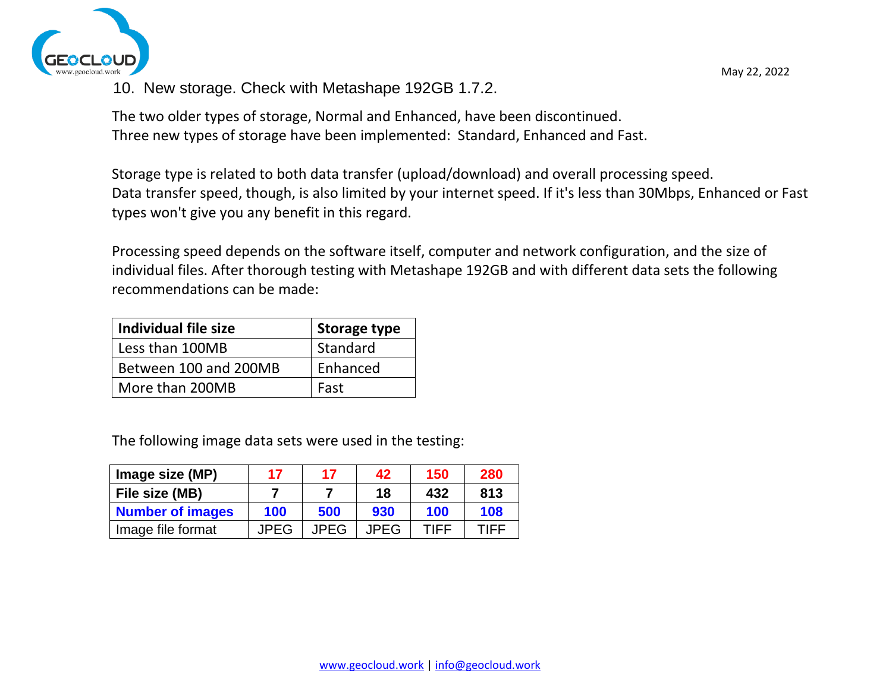## 10. New storage. Check with Metashape 192GB 1.7.2.

The two older types of storage, Normal and Enhanced, have been discontinued.
Three new types of storage have been implemented: Standard, Enhanced and Fast.

Storage type is related to both data transfer (upload/download) and overall processing speed.
Data transfer speed, though, is also limited by your internet speed. If it's less than 30Mbps, Enhanced or Fast types won't give you any benefit in this regard.

Processing speed depends on the software itself, computer and network configuration, and the size of individual files. After thorough testing with Metashape 192GB and with different data sets the following recommendations can be made:

| **Individual file size** | **Storage type** |
|---|---|
| Less than 100MB | Standard |
| Between 100 and 200MB | Enhanced |
| More than 200MB | Fast |

The following image data sets were used in the testing:

| **Image size (MP)** | **17** | **17** | **42** | **150** | **280** |
|---|---|---|---|---|---|
| **File size (MB)** | **7** | **7** | **18** | **432** | **813** |
| **Number of images** | **100** | **500** | **930** | **100** | **108** |
| Image file format | JPEG | JPEG | JPEG | TIFF | TIFF |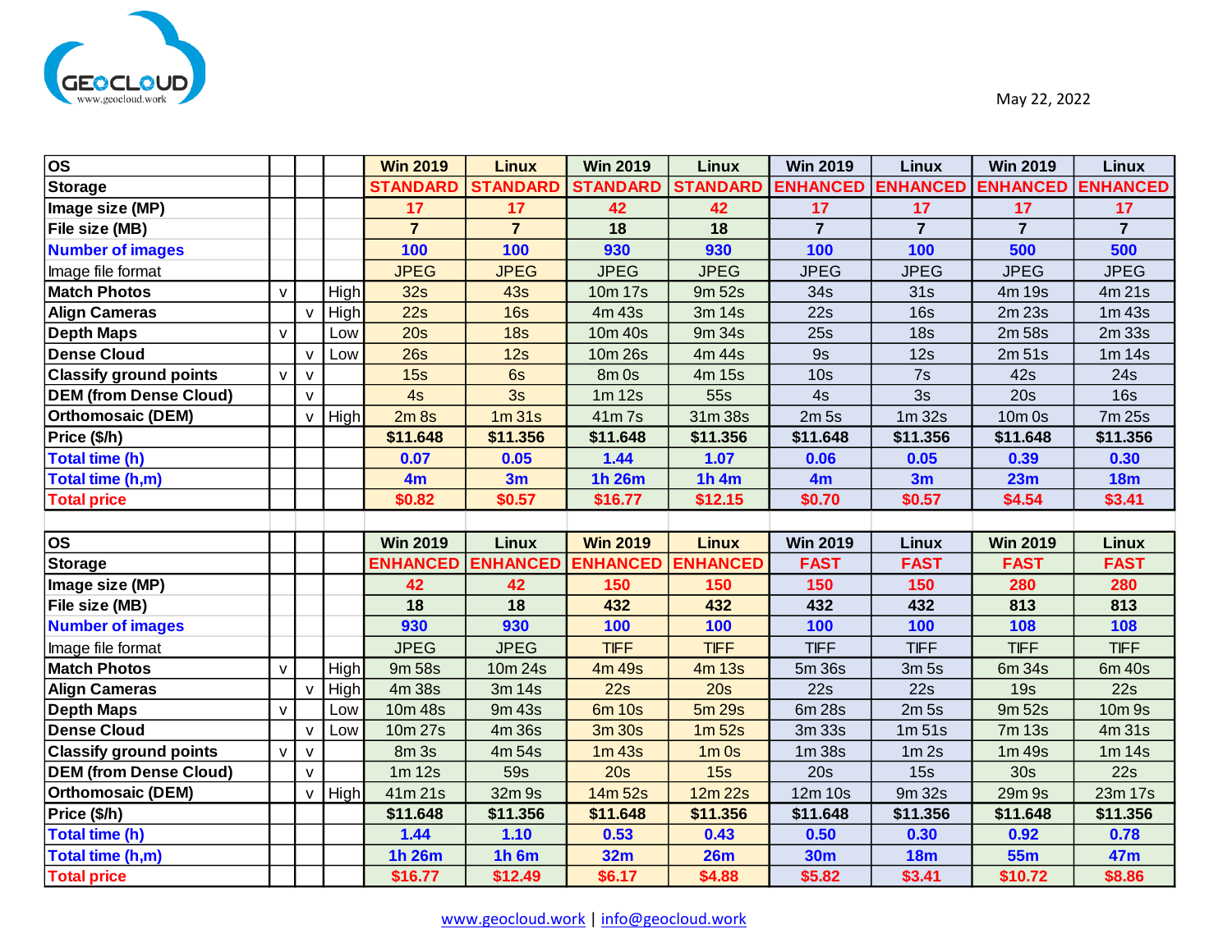GEOCLOUD
www.geocloud.work

May 22, 2022

| OS | | | | Win 2019 | Linux | Win 2019 | Linux | Win 2019 | Linux | Win 2019 | Linux |
|---|---|---|---|---|---|---|---|---|---|---|---|
| Storage | | | | STANDARD | STANDARD | STANDARD | STANDARD | ENHANCED | ENHANCED | ENHANCED | ENHANCED |
| Image size (MP) | | | | 17 | 17 | 42 | 42 | 17 | 17 | 17 | 17 |
| File size (MB) | | | | 7 | 7 | 18 | 18 | 7 | 7 | 7 | 7 |
| Number of images | | | | 100 | 100 | 930 | 930 | 100 | 100 | 500 | 500 |
| Image file format | | | | JPEG | JPEG | JPEG | JPEG | JPEG | JPEG | JPEG | JPEG |
| Match Photos | v | | High | 32s | 43s | 10m 17s | 9m 52s | 34s | 31s | 4m 19s | 4m 21s |
| Align Cameras | | v | High | 22s | 16s | 4m 43s | 3m 14s | 22s | 16s | 2m 23s | 1m 43s |
| Depth Maps | v | | Low | 20s | 18s | 10m 40s | 9m 34s | 25s | 18s | 2m 58s | 2m 33s |
| Dense Cloud | | v | Low | 26s | 12s | 10m 26s | 4m 44s | 9s | 12s | 2m 51s | 1m 14s |
| Classify ground points | v | v | | 15s | 6s | 8m 0s | 4m 15s | 10s | 7s | 42s | 24s |
| DEM (from Dense Cloud) | | v | | 4s | 3s | 1m 12s | 55s | 4s | 3s | 20s | 16s |
| Orthomosaic (DEM) | | v | High | 2m 8s | 1m 31s | 41m 7s | 31m 38s | 2m 5s | 1m 32s | 10m 0s | 7m 25s |
| Price ($/h) | | | | $11.648 | $11.356 | $11.648 | $11.356 | $11.648 | $11.356 | $11.648 | $11.356 |
| Total time (h) | | | | 0.07 | 0.05 | 1.44 | 1.07 | 0.06 | 0.05 | 0.39 | 0.30 |
| Total time (h,m) | | | | 4m | 3m | 1h 26m | 1h 4m | 4m | 3m | 23m | 18m |
| Total price | | | | $0.82 | $0.57 | $16.77 | $12.15 | $0.70 | $0.57 | $4.54 | $3.41 |

| OS | | | | Win 2019 | Linux | Win 2019 | Linux | Win 2019 | Linux | Win 2019 | Linux |
|---|---|---|---|---|---|---|---|---|---|---|---|
| Storage | | | | ENHANCED | ENHANCED | ENHANCED | ENHANCED | FAST | FAST | FAST | FAST |
| Image size (MP) | | | | 42 | 42 | 150 | 150 | 150 | 150 | 280 | 280 |
| File size (MB) | | | | 18 | 18 | 432 | 432 | 432 | 432 | 813 | 813 |
| Number of images | | | | 930 | 930 | 100 | 100 | 100 | 100 | 108 | 108 |
| Image file format | | | | JPEG | JPEG | TIFF | TIFF | TIFF | TIFF | TIFF | TIFF |
| Match Photos | v | | High | 9m 58s | 10m 24s | 4m 49s | 4m 13s | 5m 36s | 3m 5s | 6m 34s | 6m 40s |
| Align Cameras | | v | High | 4m 38s | 3m 14s | 22s | 20s | 22s | 22s | 19s | 22s |
| Depth Maps | v | | Low | 10m 48s | 9m 43s | 6m 10s | 5m 29s | 6m 28s | 2m 5s | 9m 52s | 10m 9s |
| Dense Cloud | | v | Low | 10m 27s | 4m 36s | 3m 30s | 1m 52s | 3m 33s | 1m 51s | 7m 13s | 4m 31s |
| Classify ground points | v | v | | 8m 3s | 4m 54s | 1m 43s | 1m 0s | 1m 38s | 1m 2s | 1m 49s | 1m 14s |
| DEM (from Dense Cloud) | | v | | 1m 12s | 59s | 20s | 15s | 20s | 15s | 30s | 22s |
| Orthomosaic (DEM) | | v | High | 41m 21s | 32m 9s | 14m 52s | 12m 22s | 12m 10s | 9m 32s | 29m 9s | 23m 17s |
| Price ($/h) | | | | $11.648 | $11.356 | $11.648 | $11.356 | $11.648 | $11.356 | $11.648 | $11.356 |
| Total time (h) | | | | 1.44 | 1.10 | 0.53 | 0.43 | 0.50 | 0.30 | 0.92 | 0.78 |
| Total time (h,m) | | | | 1h 26m | 1h 6m | 32m | 26m | 30m | 18m | 55m | 47m |
| Total price | | | | $16.77 | $12.49 | $6.17 | $4.88 | $5.82 | $3.41 | $10.72 | $8.86 |

www.geocloud.work | info@geocloud.work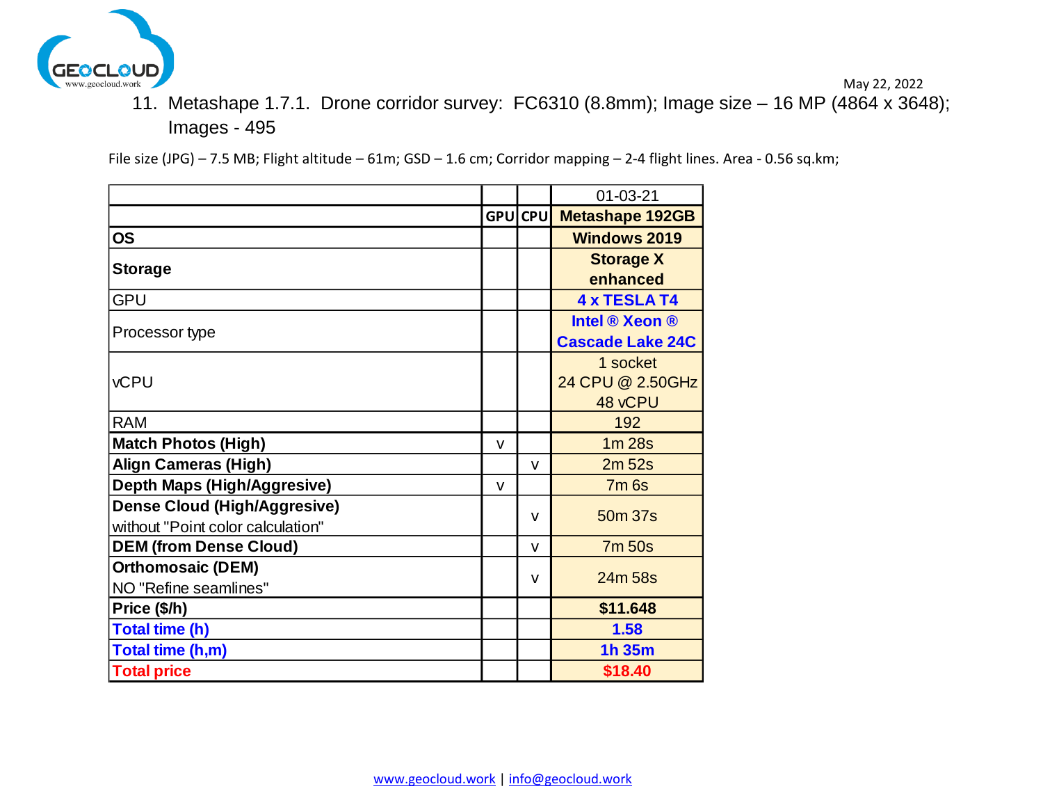May 22, 2022

11. Metashape 1.7.1. Drone corridor survey: FC6310 (8.8mm); Image size – 16 MP (4864 x 3648); Images - 495

File size (JPG) – 7.5 MB; Flight altitude – 61m; GSD – 1.6 cm; Corridor mapping – 2-4 flight lines. Area - 0.56 sq.km;

| | | | 01-03-21 |
|---|---|---|---|
| | **GPU** | **CPU** | **Metashape 192GB** |
| **OS** | | | **Windows 2019** |
| **Storage** | | | **Storage X enhanced** |
| GPU | | | **4 x TESLA T4** |
| Processor type | | | **Intel ® Xeon ® Cascade Lake 24C** |
| vCPU | | | 1 socket 24 CPU @ 2.50GHz 48 vCPU |
| RAM | | | 192 |
| **Match Photos (High)** | v | | 1m 28s |
| **Align Cameras (High)** | | v | 2m 52s |
| **Depth Maps (High/Aggresive)** | v | | 7m 6s |
| **Dense Cloud (High/Aggresive)** without "Point color calculation" | | v | 50m 37s |
| **DEM (from Dense Cloud)** | | v | 7m 50s |
| **Orthomosaic (DEM)** NO "Refine seamlines" | | v | 24m 58s |
| **Price ($/h)** | | | **$11.648** |
| **Total time (h)** | | | **1.58** |
| **Total time (h,m)** | | | **1h 35m** |
| **Total price** | | | **$18.40** |

www.geocloud.work | info@geocloud.work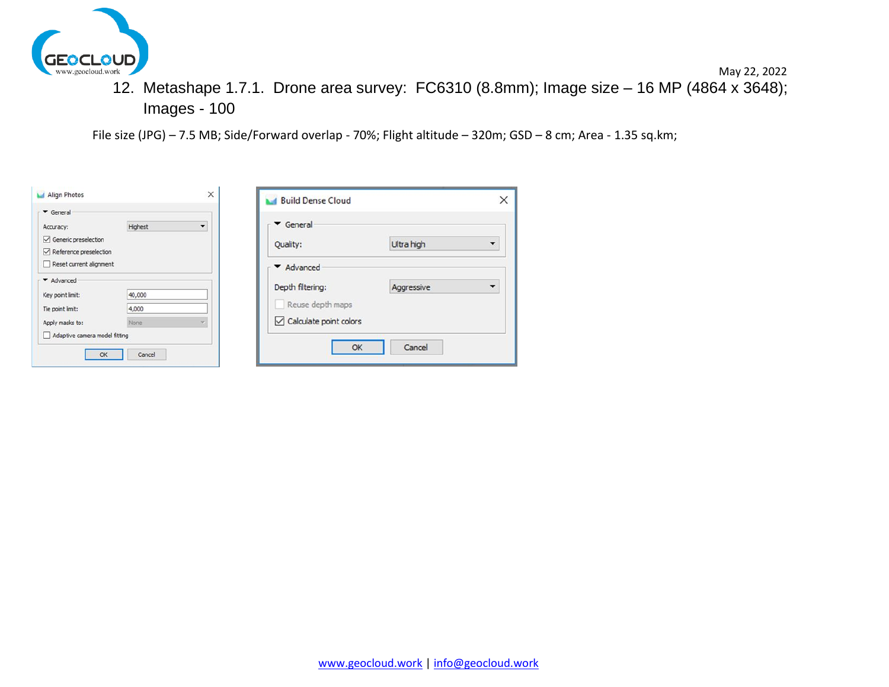12. Metashape 1.7.1. Drone area survey: FC6310 (8.8mm); Image size – 16 MP (4864 x 3648); Images - 100

File size (JPG) – 7.5 MB; Side/Forward overlap - 70%; Flight altitude – 320m; GSD – 8 cm; Area - 1.35 sq.km;

Align Photos

General

Accuracy: Highest

☑ Generic preselection

☑ Reference preselection

☐ Reset current alignment

Advanced

Key point limit: 40,000

Tie point limit: 4,000

Apply masks to: None

☐ Adaptive camera model fitting

OK Cancel

Build Dense Cloud

General

Quality: Ultra high

Advanced

Depth filtering: Aggressive

☐ Reuse depth maps

☑ Calculate point colors

OK Cancel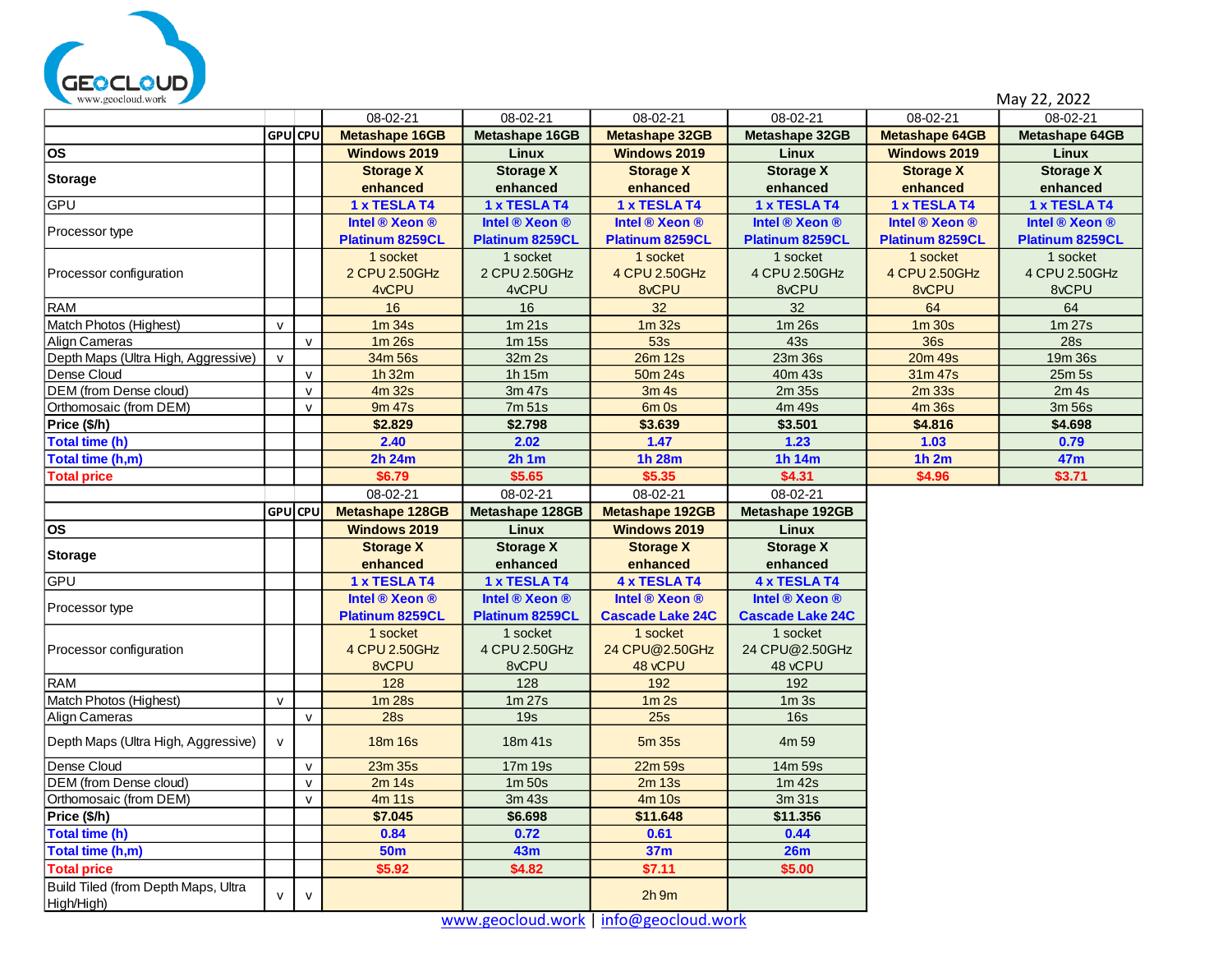GEOCLOUD
www.geocloud.work

May 22, 2022

| | GPU | CPU | 08-02-21 | 08-02-21 | 08-02-21 | 08-02-21 | 08-02-21 | 08-02-21 |
|---|---|---|---|---|---|---|---|---|
| | | | **Metashape 16GB** | **Metashape 16GB** | **Metashape 32GB** | **Metashape 32GB** | **Metashape 64GB** | **Metashape 64GB** |
| **OS** | | | **Windows 2019** | **Linux** | **Windows 2019** | **Linux** | **Windows 2019** | **Linux** |
| **Storage** | | | **Storage X enhanced** | **Storage X enhanced** | **Storage X enhanced** | **Storage X enhanced** | **Storage X enhanced** | **Storage X enhanced** |
| GPU | | | **1 x TESLA T4** | **1 x TESLA T4** | **1 x TESLA T4** | **1 x TESLA T4** | **1 x TESLA T4** | **1 x TESLA T4** |
| Processor type | | | **Intel ® Xeon ® Platinum 8259CL** | **Intel ® Xeon ® Platinum 8259CL** | **Intel ® Xeon ® Platinum 8259CL** | **Intel ® Xeon ® Platinum 8259CL** | **Intel ® Xeon ® Platinum 8259CL** | **Intel ® Xeon ® Platinum 8259CL** |
| Processor configuration | | | 1 socket 2 CPU 2.50GHz 4vCPU | 1 socket 2 CPU 2.50GHz 4vCPU | 1 socket 4 CPU 2.50GHz 8vCPU | 1 socket 4 CPU 2.50GHz 8vCPU | 1 socket 4 CPU 2.50GHz 8vCPU | 1 socket 4 CPU 2.50GHz 8vCPU |
| RAM | | | 16 | 16 | 32 | 32 | 64 | 64 |
| Match Photos (Highest) | v | | 1m 34s | 1m 21s | 1m 32s | 1m 26s | 1m 30s | 1m 27s |
| Align Cameras | | v | 1m 26s | 1m 15s | 53s | 43s | 36s | 28s |
| Depth Maps (Ultra High, Aggressive) | v | | 34m 56s | 32m 2s | 26m 12s | 23m 36s | 20m 49s | 19m 36s |
| Dense Cloud | | v | 1h 32m | 1h 15m | 50m 24s | 40m 43s | 31m 47s | 25m 5s |
| DEM (from Dense cloud) | | v | 4m 32s | 3m 47s | 3m 4s | 2m 35s | 2m 33s | 2m 4s |
| Orthomosaic (from DEM) | | v | 9m 47s | 7m 51s | 6m 0s | 4m 49s | 4m 36s | 3m 56s |
| **Price ($/h)** | | | **$2.829** | **$2.798** | **$3.639** | **$3.501** | **$4.816** | **$4.698** |
| **Total time (h)** | | | **2.40** | **2.02** | **1.47** | **1.23** | **1.03** | **0.79** |
| **Total time (h,m)** | | | **2h 24m** | **2h 1m** | **1h 28m** | **1h 14m** | **1h 2m** | **47m** |
| **Total price** | | | **$6.79** | **$5.65** | **$5.35** | **$4.31** | **$4.96** | **$3.71** |

| | GPU | CPU | 08-02-21 | 08-02-21 | 08-02-21 | 08-02-21 |
|---|---|---|---|---|---|---|
| | | | **Metashape 128GB** | **Metashape 128GB** | **Metashape 192GB** | **Metashape 192GB** |
| **OS** | | | **Windows 2019** | **Linux** | **Windows 2019** | **Linux** |
| **Storage** | | | **Storage X enhanced** | **Storage X enhanced** | **Storage X enhanced** | **Storage X enhanced** |
| GPU | | | **1 x TESLA T4** | **1 x TESLA T4** | **4 x TESLA T4** | **4 x TESLA T4** |
| Processor type | | | **Intel ® Xeon ® Platinum 8259CL** | **Intel ® Xeon ® Platinum 8259CL** | **Intel ® Xeon ® Cascade Lake 24C** | **Intel ® Xeon ® Cascade Lake 24C** |
| Processor configuration | | | 1 socket 4 CPU 2.50GHz 8vCPU | 1 socket 4 CPU 2.50GHz 8vCPU | 1 socket 24 CPU@2.50GHz 48 vCPU | 1 socket 24 CPU@2.50GHz 48 vCPU |
| RAM | | | 128 | 128 | 192 | 192 |
| Match Photos (Highest) | v | | 1m 28s | 1m 27s | 1m 2s | 1m 3s |
| Align Cameras | | v | 28s | 19s | 25s | 16s |
| Depth Maps (Ultra High, Aggressive) | v | | 18m 16s | 18m 41s | 5m 35s | 4m 59 |
| Dense Cloud | | v | 23m 35s | 17m 19s | 22m 59s | 14m 59s |
| DEM (from Dense cloud) | | v | 2m 14s | 1m 50s | 2m 13s | 1m 42s |
| Orthomosaic (from DEM) | | v | 4m 11s | 3m 43s | 4m 10s | 3m 31s |
| **Price ($/h)** | | | **$7.045** | **$6.698** | **$11.648** | **$11.356** |
| **Total time (h)** | | | **0.84** | **0.72** | **0.61** | **0.44** |
| **Total time (h,m)** | | | **50m** | **43m** | **37m** | **26m** |
| **Total price** | | | **$5.92** | **$4.82** | **$7.11** | **$5.00** |
| Build Tiled (from Depth Maps, Ultra High/High) | v | v | | | 2h 9m | |

www.geocloud.work | info@geocloud.work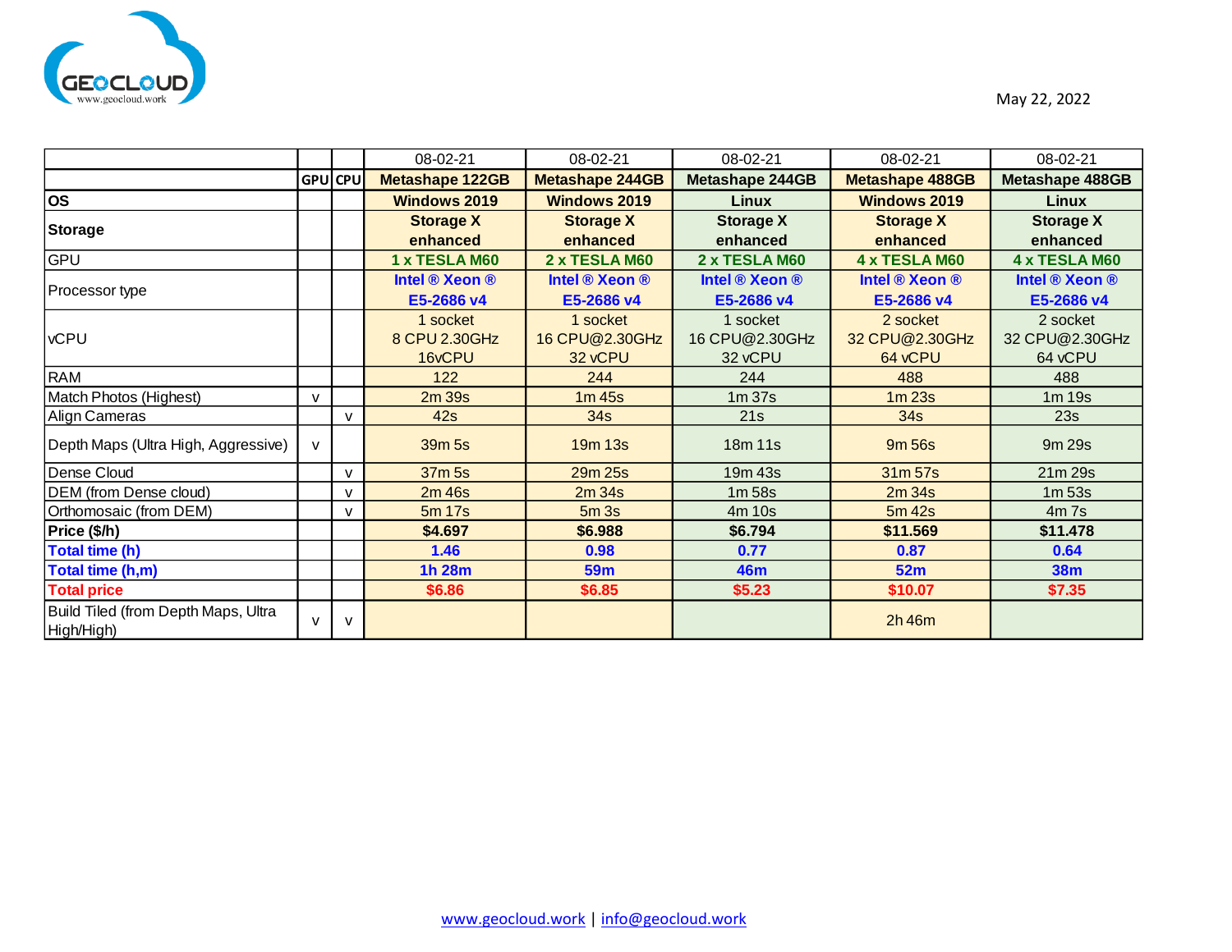GEOCLOUD www.geocloud.work

May 22, 2022

| | GPU | CPU | 08-02-21 Metashape 122GB | 08-02-21 Metashape 244GB | 08-02-21 Metashape 244GB | 08-02-21 Metashape 488GB | 08-02-21 Metashape 488GB |
|---|---|---|---|---|---|---|---|
| **OS** | | | **Windows 2019** | **Windows 2019** | **Linux** | **Windows 2019** | **Linux** |
| **Storage** | | | **Storage X enhanced** | **Storage X enhanced** | **Storage X enhanced** | **Storage X enhanced** | **Storage X enhanced** |
| GPU | | | **1 x TESLA M60** | **2 x TESLA M60** | **2 x TESLA M60** | **4 x TESLA M60** | **4 x TESLA M60** |
| Processor type | | | **Intel ® Xeon ® E5-2686 v4** | **Intel ® Xeon ® E5-2686 v4** | **Intel ® Xeon ® E5-2686 v4** | **Intel ® Xeon ® E5-2686 v4** | **Intel ® Xeon ® E5-2686 v4** |
| vCPU | | | 1 socket 8 CPU 2.30GHz 16vCPU | 1 socket 16 CPU@2.30GHz 32 vCPU | 1 socket 16 CPU@2.30GHz 32 vCPU | 2 socket 32 CPU@2.30GHz 64 vCPU | 2 socket 32 CPU@2.30GHz 64 vCPU |
| RAM | | | 122 | 244 | 244 | 488 | 488 |
| Match Photos (Highest) | v | | 2m 39s | 1m 45s | 1m 37s | 1m 23s | 1m 19s |
| Align Cameras | | v | 42s | 34s | 21s | 34s | 23s |
| Depth Maps (Ultra High, Aggressive) | v | | 39m 5s | 19m 13s | 18m 11s | 9m 56s | 9m 29s |
| Dense Cloud | | v | 37m 5s | 29m 25s | 19m 43s | 31m 57s | 21m 29s |
| DEM (from Dense cloud) | | v | 2m 46s | 2m 34s | 1m 58s | 2m 34s | 1m 53s |
| Orthomosaic (from DEM) | | v | 5m 17s | 5m 3s | 4m 10s | 5m 42s | 4m 7s |
| **Price ($/h)** | | | **$4.697** | **$6.988** | **$6.794** | **$11.569** | **$11.478** |
| **Total time (h)** | | | **1.46** | **0.98** | **0.77** | **0.87** | **0.64** |
| **Total time (h,m)** | | | **1h 28m** | **59m** | **46m** | **52m** | **38m** |
| **Total price** | | | **$6.86** | **$6.85** | **$5.23** | **$10.07** | **$7.35** |
| Build Tiled (from Depth Maps, Ultra High/High) | v | v | | | | 2h 46m | |

www.geocloud.work | info@geocloud.work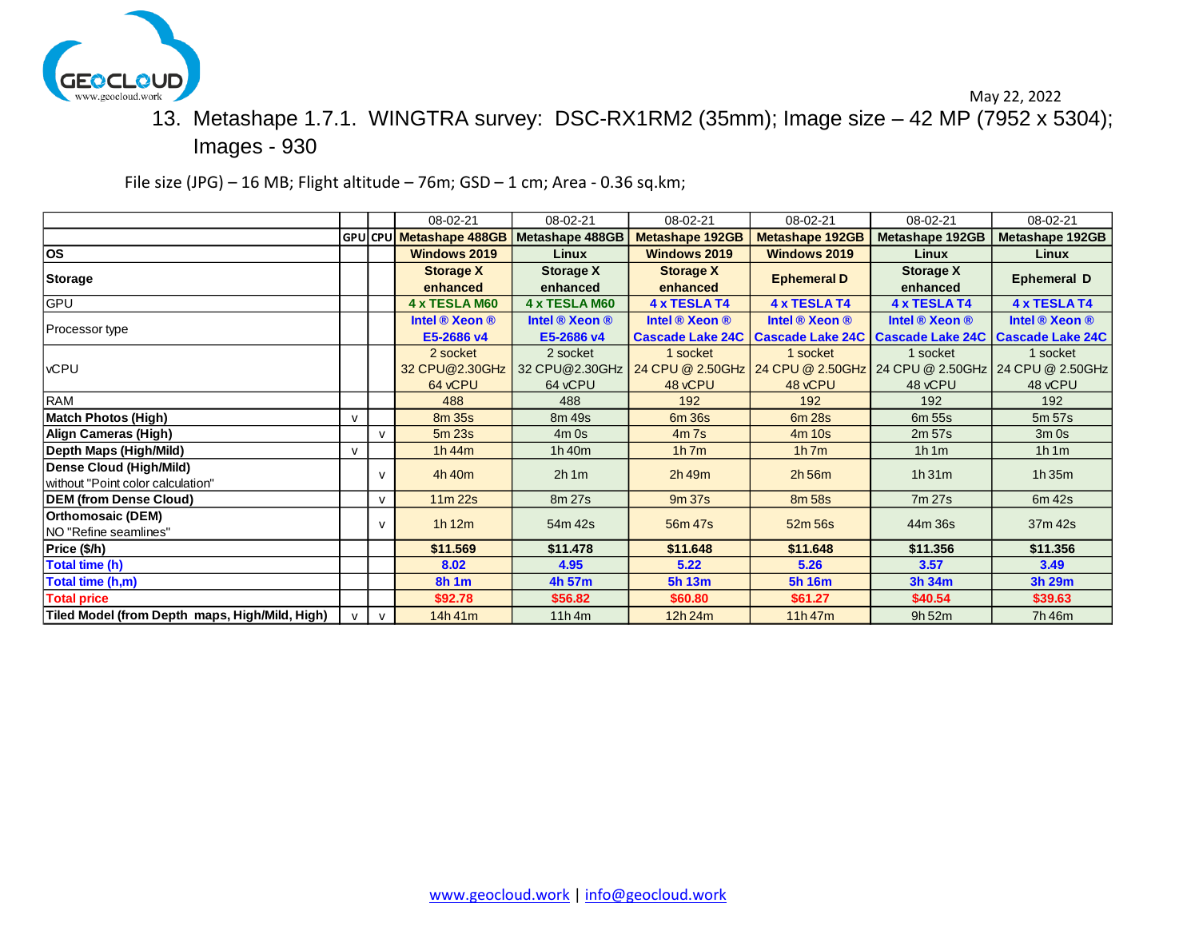May 22, 2022

## 13. Metashape 1.7.1. WINGTRA survey: DSC-RX1RM2 (35mm); Image size – 42 MP (7952 x 5304); Images - 930

File size (JPG) – 16 MB; Flight altitude – 76m; GSD – 1 cm; Area - 0.36 sq.km;

| | | | 08-02-21 | 08-02-21 | 08-02-21 | 08-02-21 | 08-02-21 | 08-02-21 |
|---|---|---|---|---|---|---|---|---|
| | GPU | CPU | **Metashape 488GB** | **Metashape 488GB** | **Metashape 192GB** | **Metashape 192GB** | **Metashape 192GB** | **Metashape 192GB** |
| **OS** | | | **Windows 2019** | **Linux** | **Windows 2019** | **Windows 2019** | **Linux** | **Linux** |
| **Storage** | | | **Storage X enhanced** | **Storage X enhanced** | **Storage X enhanced** | **Ephemeral D** | **Storage X enhanced** | **Ephemeral D** |
| GPU | | | **4 x TESLA M60** | **4 x TESLA M60** | **4 x TESLA T4** | **4 x TESLA T4** | **4 x TESLA T4** | **4 x TESLA T4** |
| Processor type | | | **Intel ® Xeon ® E5-2686 v4** | **Intel ® Xeon ® E5-2686 v4** | **Intel ® Xeon ® Cascade Lake 24C** | **Intel ® Xeon ® Cascade Lake 24C** | **Intel ® Xeon ® Cascade Lake 24C** | **Intel ® Xeon ® Cascade Lake 24C** |
| vCPU | | | 2 socket 32 CPU@2.30GHz 64 vCPU | 2 socket 32 CPU@2.30GHz 64 vCPU | 1 socket 24 CPU @ 2.50GHz 48 vCPU | 1 socket 24 CPU @ 2.50GHz 48 vCPU | 1 socket 24 CPU @ 2.50GHz 48 vCPU | 1 socket 24 CPU @ 2.50GHz 48 vCPU |
| RAM | | | 488 | 488 | 192 | 192 | 192 | 192 |
| **Match Photos (High)** | v | | 8m 35s | 8m 49s | 6m 36s | 6m 28s | 6m 55s | 5m 57s |
| **Align Cameras (High)** | | v | 5m 23s | 4m 0s | 4m 7s | 4m 10s | 2m 57s | 3m 0s |
| **Depth Maps (High/Mild)** | v | | 1h 44m | 1h 40m | 1h 7m | 1h 7m | 1h 1m | 1h 1m |
| **Dense Cloud (High/Mild)** without "Point color calculation" | | v | 4h 40m | 2h 1m | 2h 49m | 2h 56m | 1h 31m | 1h 35m |
| **DEM (from Dense Cloud)** | | v | 11m 22s | 8m 27s | 9m 37s | 8m 58s | 7m 27s | 6m 42s |
| **Orthomosaic (DEM)** NO "Refine seamlines" | | v | 1h 12m | 54m 42s | 56m 47s | 52m 56s | 44m 36s | 37m 42s |
| **Price ($/h)** | | | **$11.569** | **$11.478** | **$11.648** | **$11.648** | **$11.356** | **$11.356** |
| **Total time (h)** | | | **8.02** | **4.95** | **5.22** | **5.26** | **3.57** | **3.49** |
| **Total time (h,m)** | | | **8h 1m** | **4h 57m** | **5h 13m** | **5h 16m** | **3h 34m** | **3h 29m** |
| **Total price** | | | **$92.78** | **$56.82** | **$60.80** | **$61.27** | **$40.54** | **$39.63** |
| **Tiled Model (from Depth maps, High/Mild, High)** | v | v | 14h 41m | 11h 4m | 12h 24m | 11h 47m | 9h 52m | 7h 46m |

www.geocloud.work | info@geocloud.work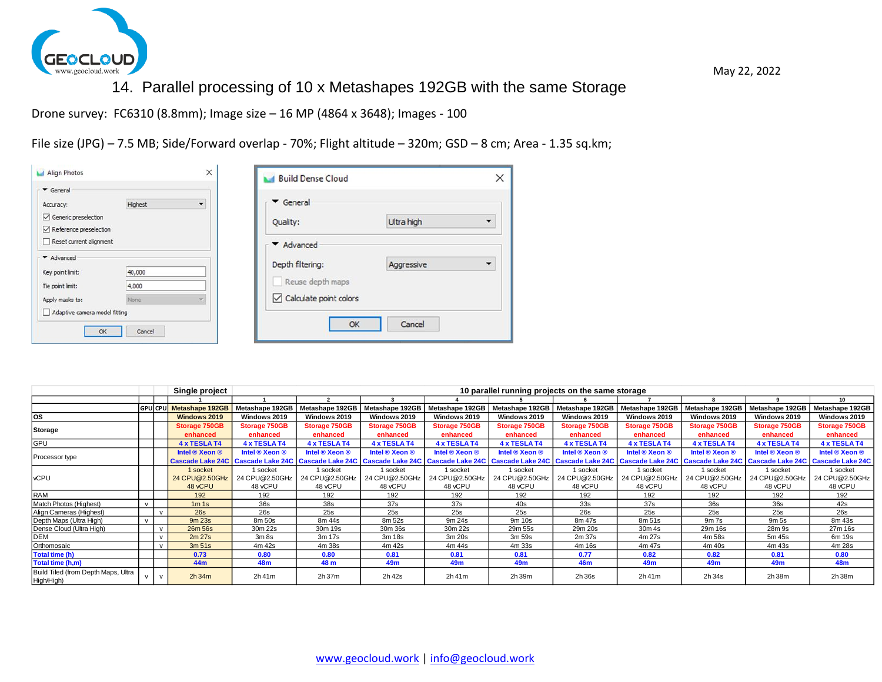May 22, 2022

# 14. Parallel processing of 10 x Metashapes 192GB with the same Storage

Drone survey: FC6310 (8.8mm); Image size – 16 MP (4864 x 3648); Images - 100

File size (JPG) – 7.5 MB; Side/Forward overlap - 70%; Flight altitude – 320m; GSD – 8 cm; Area - 1.35 sq.km;

**Align Photos**

- General
  - Accuracy: Highest
  - ☑ Generic preselection
  - ☑ Reference preselection
  - ☐ Reset current alignment
- Advanced
  - Key point limit: 40,000
  - Tie point limit: 4,000
  - Apply masks to: None
  - ☐ Adaptive camera model fitting

OK | Cancel

**Build Dense Cloud**

- General
  - Quality: Ultra high
- Advanced
  - Depth filtering: Aggressive
  - ☐ Reuse depth maps
  - ☑ Calculate point colors

OK | Cancel

| | | | Single project | 10 parallel running projects on the same storage | | | | | | | | | |
|---|---|---|---|---|---|---|---|---|---|---|---|---|---|
| | | | 1 | 1 | 2 | 3 | 4 | 5 | 6 | 7 | 8 | 9 | 10 |
| | GPU | CPU | Metashape 192GB | Metashape 192GB | Metashape 192GB | Metashape 192GB | Metashape 192GB | Metashape 192GB | Metashape 192GB | Metashape 192GB | Metashape 192GB | Metashape 192GB | Metashape 192GB |
| OS | | | Windows 2019 | Windows 2019 | Windows 2019 | Windows 2019 | Windows 2019 | Windows 2019 | Windows 2019 | Windows 2019 | Windows 2019 | Windows 2019 | Windows 2019 |
| Storage | | | Storage 750GB enhanced | Storage 750GB enhanced | Storage 750GB enhanced | Storage 750GB enhanced | Storage 750GB enhanced | Storage 750GB enhanced | Storage 750GB enhanced | Storage 750GB enhanced | Storage 750GB enhanced | Storage 750GB enhanced | Storage 750GB enhanced |
| GPU | | | 4 x TESLA T4 | 4 x TESLA T4 | 4 x TESLA T4 | 4 x TESLA T4 | 4 x TESLA T4 | 4 x TESLA T4 | 4 x TESLA T4 | 4 x TESLA T4 | 4 x TESLA T4 | 4 x TESLA T4 | 4 x TESLA T4 |
| Processor type | | | Intel ® Xeon ® Cascade Lake 24C | Intel ® Xeon ® Cascade Lake 24C | Intel ® Xeon ® Cascade Lake 24C | Intel ® Xeon ® Cascade Lake 24C | Intel ® Xeon ® Cascade Lake 24C | Intel ® Xeon ® Cascade Lake 24C | Intel ® Xeon ® Cascade Lake 24C | Intel ® Xeon ® Cascade Lake 24C | Intel ® Xeon ® Cascade Lake 24C | Intel ® Xeon ® Cascade Lake 24C | Intel ® Xeon ® Cascade Lake 24C |
| vCPU | | | 1 socket 24 CPU@2.50GHz 48 vCPU | 1 socket 24 CPU@2.50GHz 48 vCPU | 1 socket 24 CPU@2.50GHz 48 vCPU | 1 socket 24 CPU@2.50GHz 48 vCPU | 1 socket 24 CPU@2.50GHz 48 vCPU | 1 socket 24 CPU@2.50GHz 48 vCPU | 1 socket 24 CPU@2.50GHz 48 vCPU | 1 socket 24 CPU@2.50GHz 48 vCPU | 1 socket 24 CPU@2.50GHz 48 vCPU | 1 socket 24 CPU@2.50GHz 48 vCPU | 1 socket 24 CPU@2.50GHz 48 vCPU |
| RAM | | | 192 | 192 | 192 | 192 | 192 | 192 | 192 | 192 | 192 | 192 | 192 |
| Match Photos (Highest) | v | | 1m 1s | 36s | 38s | 37s | 37s | 40s | 33s | 37s | 36s | 36s | 42s |
| Align Cameras (Highest) | | v | 26s | 26s | 25s | 25s | 25s | 25s | 26s | 25s | 25s | 25s | 26s |
| Depth Maps (Ultra High) | v | | 9m 23s | 8m 50s | 8m 44s | 8m 52s | 9m 24s | 9m 10s | 8m 47s | 8m 51s | 9m 7s | 9m 5s | 8m 43s |
| Dense Cloud (Ultra High) | | v | 26m 56s | 30m 22s | 30m 19s | 30m 36s | 30m 22s | 29m 55s | 29m 20s | 30m 4s | 29m 16s | 28m 9s | 27m 16s |
| DEM | | v | 2m 27s | 3m 8s | 3m 17s | 3m 18s | 3m 20s | 3m 59s | 2m 37s | 4m 27s | 4m 58s | 5m 45s | 6m 19s |
| Orthomosaic | | v | 3m 51s | 4m 42s | 4m 38s | 4m 42s | 4m 44s | 4m 33s | 4m 16s | 4m 47s | 4m 40s | 4m 43s | 4m 28s |
| Total time (h) | | | 0.73 | 0.80 | 0.80 | 0.81 | 0.81 | 0.81 | 0.77 | 0.82 | 0.82 | 0.81 | 0.80 |
| Total time (h,m) | | | 44m | 48m | 48 m | 49m | 49m | 49m | 46m | 49m | 49m | 49m | 48m |
| Build Tiled (from Depth Maps, Ultra High/High) | v | v | 2h 34m | 2h 41m | 2h 37m | 2h 42s | 2h 41m | 2h 39m | 2h 36s | 2h 41m | 2h 34s | 2h 38m | 2h 38m |

www.geocloud.work | info@geocloud.work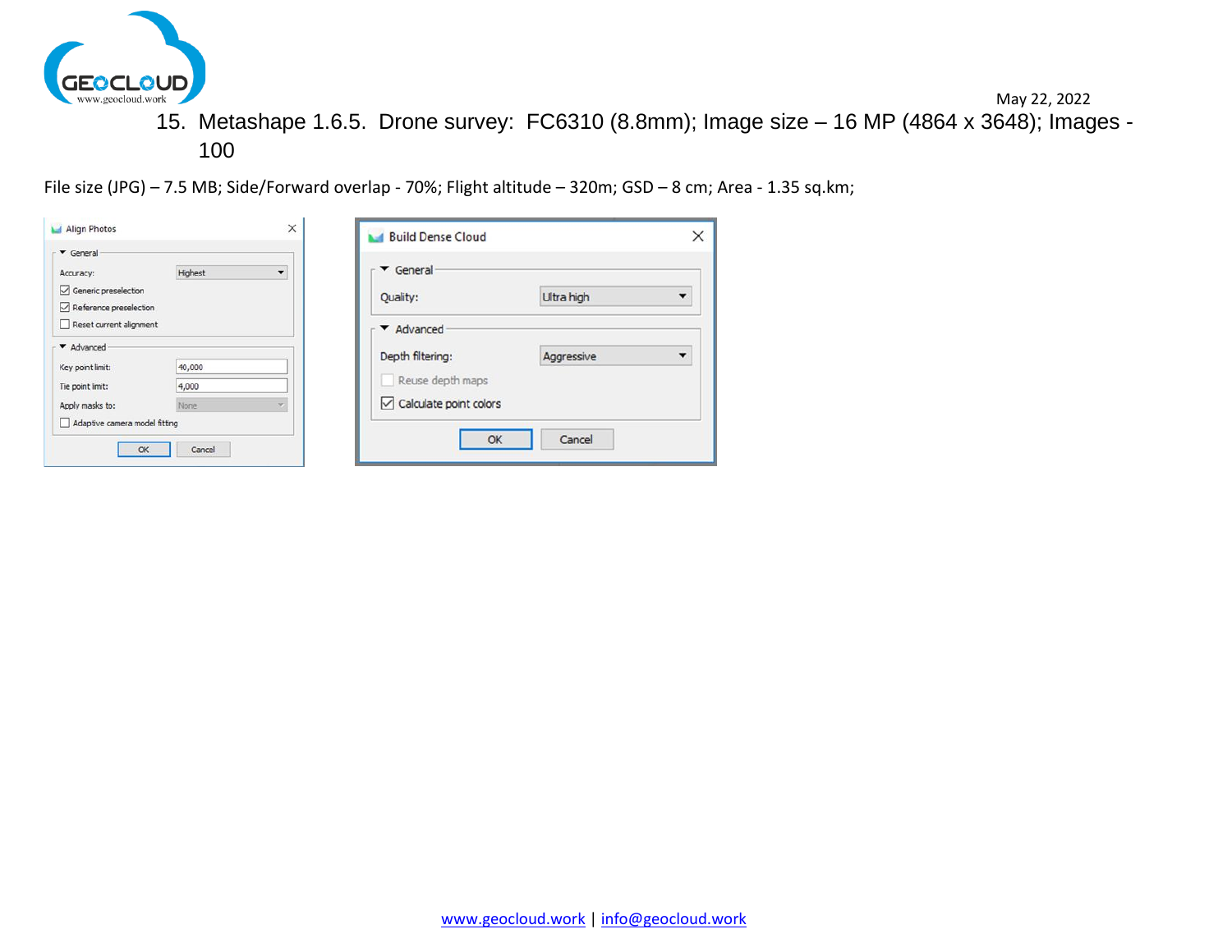15. Metashape 1.6.5. Drone survey: FC6310 (8.8mm); Image size – 16 MP (4864 x 3648); Images - 100

File size (JPG) – 7.5 MB; Side/Forward overlap - 70%; Flight altitude – 320m; GSD – 8 cm; Area - 1.35 sq.km;

**Align Photos**

▼ General

- Accuracy: Highest
- ☑ Generic preselection
- ☑ Reference preselection
- ☐ Reset current alignment

▼ Advanced

- Key point limit: 40,000
- Tie point limit: 4,000
- Apply masks to: None
- ☐ Adaptive camera model fitting

OK | Cancel

**Build Dense Cloud**

▼ General

- Quality: Ultra high

▼ Advanced

- Depth filtering: Aggressive
- ☐ Reuse depth maps
- ☑ Calculate point colors

OK | Cancel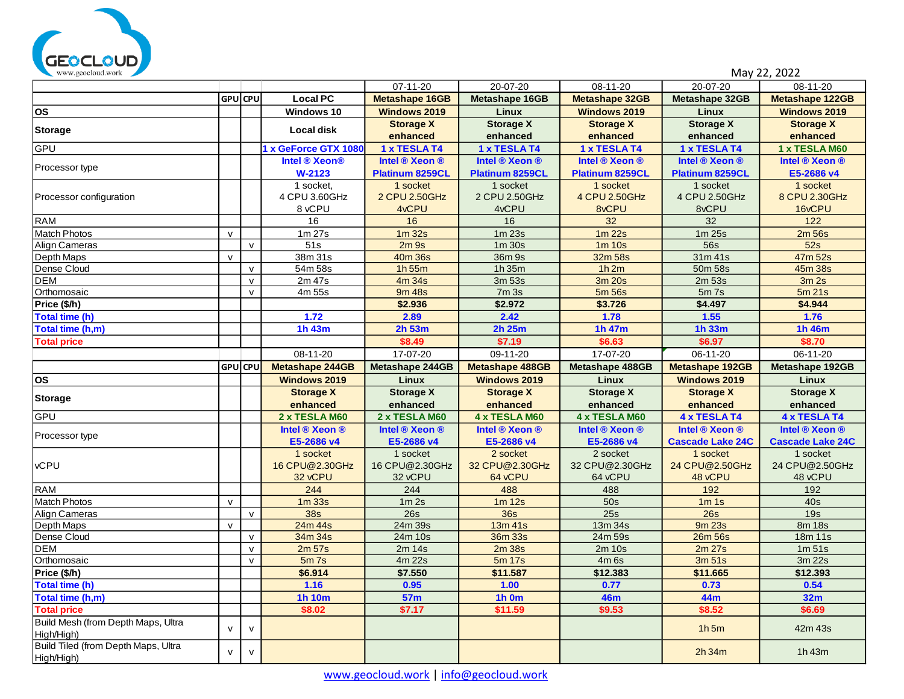GEOCLOUD
www.geocloud.work

May 22, 2022

| | GPU | CPU | | 07-11-20 | 20-07-20 | 08-11-20 | 20-07-20 | 08-11-20 |
|---|---|---|---|---|---|---|---|---|
| | GPU | CPU | **Local PC** | **Metashape 16GB** | **Metashape 16GB** | **Metashape 32GB** | **Metashape 32GB** | **Metashape 122GB** |
| **OS** | | | **Windows 10** | **Windows 2019** | **Linux** | **Windows 2019** | **Linux** | **Windows 2019** |
| **Storage** | | | **Local disk** | **Storage X enhanced** | **Storage X enhanced** | **Storage X enhanced** | **Storage X enhanced** | **Storage X enhanced** |
| GPU | | | **1 x GeForce GTX 1080** | **1 x TESLA T4** | **1 x TESLA T4** | **1 x TESLA T4** | **1 x TESLA T4** | **1 x TESLA M60** |
| Processor type | | | **Intel ® Xeon® W-2123** | **Intel ® Xeon ® Platinum 8259CL** | **Intel ® Xeon ® Platinum 8259CL** | **Intel ® Xeon ® Platinum 8259CL** | **Intel ® Xeon ® Platinum 8259CL** | **Intel ® Xeon ® E5-2686 v4** |
| Processor configuration | | | 1 socket, 4 CPU 3.60GHz 8 vCPU | 1 socket 2 CPU 2.50GHz 4vCPU | 1 socket 2 CPU 2.50GHz 4vCPU | 1 socket 4 CPU 2.50GHz 8vCPU | 1 socket 4 CPU 2.50GHz 8vCPU | 1 socket 8 CPU 2.30GHz 16vCPU |
| RAM | | | 16 | 16 | 16 | 32 | 32 | 122 |
| Match Photos | v | | 1m 27s | 1m 32s | 1m 23s | 1m 22s | 1m 25s | 2m 56s |
| Align Cameras | | v | 51s | 2m 9s | 1m 30s | 1m 10s | 56s | 52s |
| Depth Maps | v | | 38m 31s | 40m 36s | 36m 9s | 32m 58s | 31m 41s | 47m 52s |
| Dense Cloud | | v | 54m 58s | 1h 55m | 1h 35m | 1h 2m | 50m 58s | 45m 38s |
| DEM | | v | 2m 47s | 4m 34s | 3m 53s | 3m 20s | 2m 53s | 3m 2s |
| Orthomosaic | | v | 4m 55s | 9m 48s | 7m 3s | 5m 56s | 5m 7s | 5m 21s |
| **Price ($/h)** | | | | **$2.936** | **$2.972** | **$3.726** | **$4.497** | **$4.944** |
| **Total time (h)** | | | **1.72** | **2.89** | **2.42** | **1.78** | **1.55** | **1.76** |
| **Total time (h,m)** | | | **1h 43m** | **2h 53m** | **2h 25m** | **1h 47m** | **1h 33m** | **1h 46m** |
| **Total price** | | | | **$8.49** | **$7.19** | **$6.63** | **$6.97** | **$8.70** |

| | GPU | CPU | 08-11-20 | 17-07-20 | 09-11-20 | 17-07-20 | 06-11-20 | 06-11-20 |
|---|---|---|---|---|---|---|---|---|
| | GPU | CPU | **Metashape 244GB** | **Metashape 244GB** | **Metashape 488GB** | **Metashape 488GB** | **Metashape 192GB** | **Metashape 192GB** |
| **OS** | | | **Windows 2019** | **Linux** | **Windows 2019** | **Linux** | **Windows 2019** | **Linux** |
| **Storage** | | | **Storage X enhanced** | **Storage X enhanced** | **Storage X enhanced** | **Storage X enhanced** | **Storage X enhanced** | **Storage X enhanced** |
| GPU | | | **2 x TESLA M60** | **2 x TESLA M60** | **4 x TESLA M60** | **4 x TESLA M60** | **4 x TESLA T4** | **4 x TESLA T4** |
| Processor type | | | **Intel ® Xeon ® E5-2686 v4** | **Intel ® Xeon ® E5-2686 v4** | **Intel ® Xeon ® E5-2686 v4** | **Intel ® Xeon ® E5-2686 v4** | **Intel ® Xeon ® Cascade Lake 24C** | **Intel ® Xeon ® Cascade Lake 24C** |
| vCPU | | | 1 socket 16 CPU@2.30GHz 32 vCPU | 1 socket 16 CPU@2.30GHz 32 vCPU | 2 socket 32 CPU@2.30GHz 64 vCPU | 2 socket 32 CPU@2.30GHz 64 vCPU | 1 socket 24 CPU@2.50GHz 48 vCPU | 1 socket 24 CPU@2.50GHz 48 vCPU |
| RAM | | | 244 | 244 | 488 | 488 | 192 | 192 |
| Match Photos | v | | 1m 33s | 1m 2s | 1m 12s | 50s | 1m 1s | 40s |
| Align Cameras | | v | 38s | 26s | 36s | 25s | 26s | 19s |
| Depth Maps | v | | 24m 44s | 24m 39s | 13m 41s | 13m 34s | 9m 23s | 8m 18s |
| Dense Cloud | | v | 34m 34s | 24m 10s | 36m 33s | 24m 59s | 26m 56s | 18m 11s |
| DEM | | v | 2m 57s | 2m 14s | 2m 38s | 2m 10s | 2m 27s | 1m 51s |
| Orthomosaic | | v | 5m 7s | 4m 22s | 5m 17s | 4m 6s | 3m 51s | 3m 22s |
| **Price ($/h)** | | | **$6.914** | **$7.550** | **$11.587** | **$12.383** | **$11.665** | **$12.393** |
| **Total time (h)** | | | **1.16** | **0.95** | **1.00** | **0.77** | **0.73** | **0.54** |
| **Total time (h,m)** | | | **1h 10m** | **57m** | **1h 0m** | **46m** | **44m** | **32m** |
| **Total price** | | | **$8.02** | **$7.17** | **$11.59** | **$9.53** | **$8.52** | **$6.69** |
| Build Mesh (from Depth Maps, Ultra High/High) | v | v | | | | | 1h 5m | 42m 43s |
| Build Tiled (from Depth Maps, Ultra High/High) | v | v | | | | | 2h 34m | 1h 43m |

www.geocloud.work | info@geocloud.work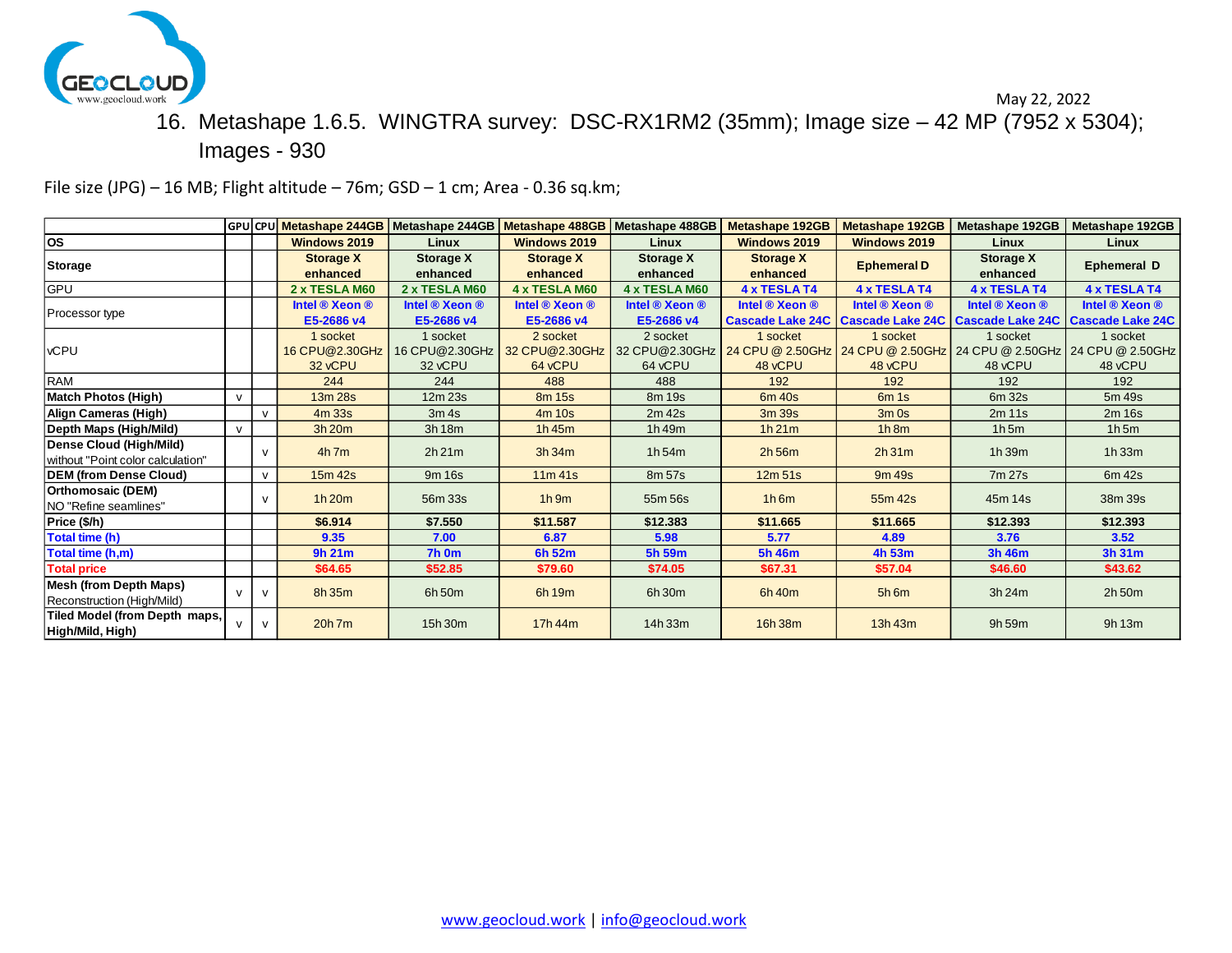May 22, 2022

## 16. Metashape 1.6.5. WINGTRA survey: DSC-RX1RM2 (35mm); Image size – 42 MP (7952 x 5304); Images - 930

File size (JPG) – 16 MB; Flight altitude – 76m; GSD – 1 cm; Area - 0.36 sq.km;

| | GPU | CPU | Metashape 244GB | Metashape 244GB | Metashape 488GB | Metashape 488GB | Metashape 192GB | Metashape 192GB | Metashape 192GB | Metashape 192GB |
|---|---|---|---|---|---|---|---|---|---|---|
| OS | | | Windows 2019 | Linux | Windows 2019 | Linux | Windows 2019 | Windows 2019 | Linux | Linux |
| Storage | | | Storage X enhanced | Storage X enhanced | Storage X enhanced | Storage X enhanced | Storage X enhanced | Ephemeral D | Storage X enhanced | Ephemeral D |
| GPU | | | 2 x TESLA M60 | 2 x TESLA M60 | 4 x TESLA M60 | 4 x TESLA M60 | 4 x TESLA T4 | 4 x TESLA T4 | 4 x TESLA T4 | 4 x TESLA T4 |
| Processor type | | | Intel ® Xeon ® E5-2686 v4 | Intel ® Xeon ® E5-2686 v4 | Intel ® Xeon ® E5-2686 v4 | Intel ® Xeon ® E5-2686 v4 | Intel ® Xeon ® Cascade Lake 24C | Intel ® Xeon ® Cascade Lake 24C | Intel ® Xeon ® Cascade Lake 24C | Intel ® Xeon ® Cascade Lake 24C |
| vCPU | | | 1 socket 16 CPU@2.30GHz 32 vCPU | 1 socket 16 CPU@2.30GHz 32 vCPU | 2 socket 32 CPU@2.30GHz 64 vCPU | 2 socket 32 CPU@2.30GHz 64 vCPU | 1 socket 24 CPU @ 2.50GHz 48 vCPU | 1 socket 24 CPU @ 2.50GHz 48 vCPU | 1 socket 24 CPU @ 2.50GHz 48 vCPU | 1 socket 24 CPU @ 2.50GHz 48 vCPU |
| RAM | | | 244 | 244 | 488 | 488 | 192 | 192 | 192 | 192 |
| **Match Photos (High)** | v | | 13m 28s | 12m 23s | 8m 15s | 8m 19s | 6m 40s | 6m 1s | 6m 32s | 5m 49s |
| **Align Cameras (High)** | | v | 4m 33s | 3m 4s | 4m 10s | 2m 42s | 3m 39s | 3m 0s | 2m 11s | 2m 16s |
| **Depth Maps (High/Mild)** | v | | 3h 20m | 3h 18m | 1h 45m | 1h 49m | 1h 21m | 1h 8m | 1h 5m | 1h 5m |
| **Dense Cloud (High/Mild)** without "Point color calculation" | | v | 4h 7m | 2h 21m | 3h 34m | 1h 54m | 2h 56m | 2h 31m | 1h 39m | 1h 33m |
| **DEM (from Dense Cloud)** | | v | 15m 42s | 9m 16s | 11m 41s | 8m 57s | 12m 51s | 9m 49s | 7m 27s | 6m 42s |
| **Orthomosaic (DEM)** NO "Refine seamlines" | | v | 1h 20m | 56m 33s | 1h 9m | 55m 56s | 1h 6m | 55m 42s | 45m 14s | 38m 39s |
| **Price ($/h)** | | | **$6.914** | **$7.550** | **$11.587** | **$12.383** | **$11.665** | **$11.665** | **$12.393** | **$12.393** |
| **Total time (h)** | | | **9.35** | **7.00** | **6.87** | **5.98** | **5.77** | **4.89** | **3.76** | **3.52** |
| **Total time (h,m)** | | | **9h 21m** | **7h 0m** | **6h 52m** | **5h 59m** | **5h 46m** | **4h 53m** | **3h 46m** | **3h 31m** |
| **Total price** | | | **$64.65** | **$52.85** | **$79.60** | **$74.05** | **$67.31** | **$57.04** | **$46.60** | **$43.62** |
| **Mesh (from Depth Maps)** Reconstruction (High/Mild) | v | v | 8h 35m | 6h 50m | 6h 19m | 6h 30m | 6h 40m | 5h 6m | 3h 24m | 2h 50m |
| **Tiled Model (from Depth maps, High/Mild, High)** | v | v | 20h 7m | 15h 30m | 17h 44m | 14h 33m | 16h 38m | 13h 43m | 9h 59m | 9h 13m |

www.geocloud.work | info@geocloud.work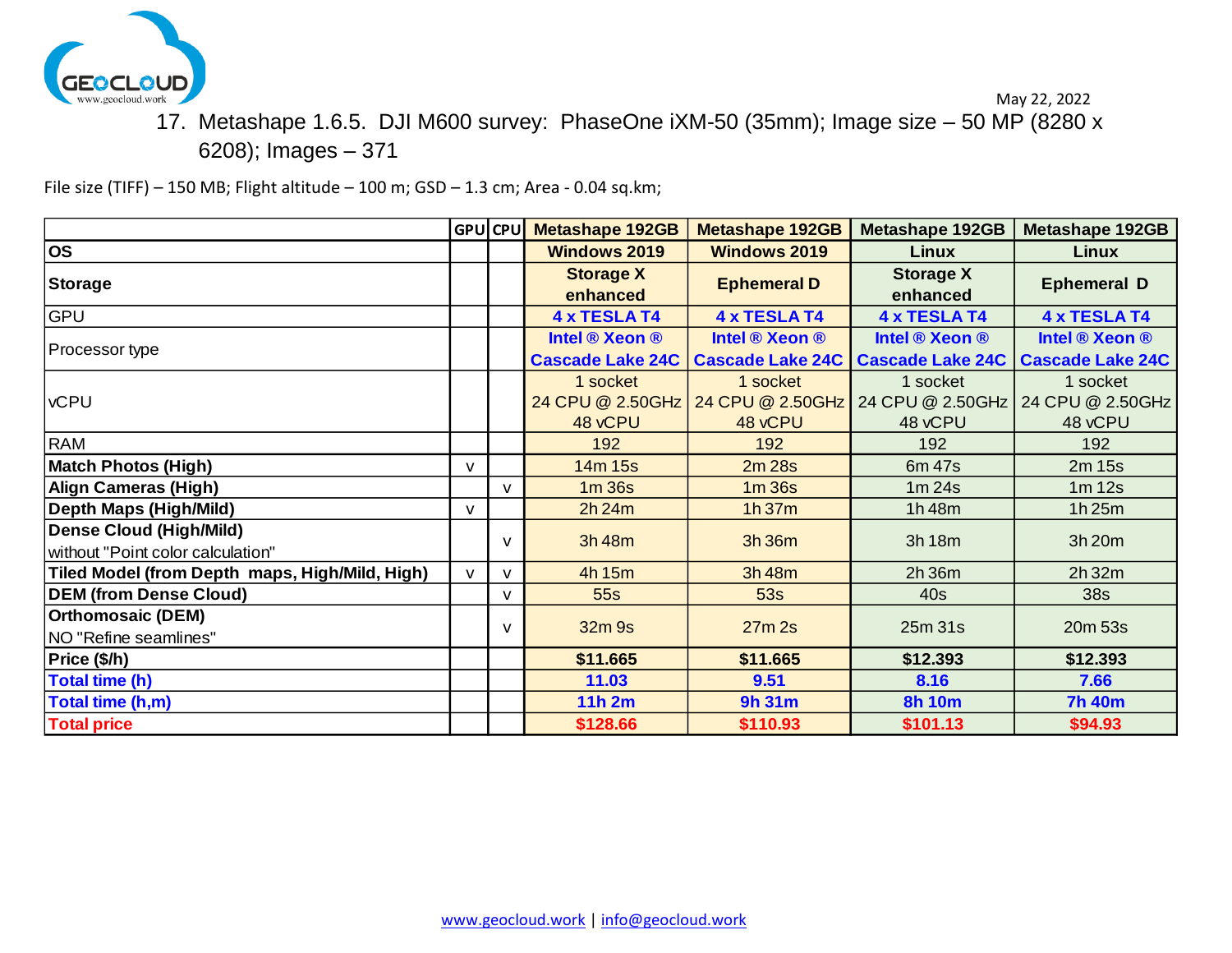May 22, 2022

17. Metashape 1.6.5. DJI M600 survey: PhaseOne iXM-50 (35mm); Image size – 50 MP (8280 x 6208); Images – 371

File size (TIFF) – 150 MB; Flight altitude – 100 m; GSD – 1.3 cm; Area - 0.04 sq.km;

| | GPU | CPU | Metashape 192GB | Metashape 192GB | Metashape 192GB | Metashape 192GB |
|---|---|---|---|---|---|---|
| **OS** | | | **Windows 2019** | **Windows 2019** | **Linux** | **Linux** |
| **Storage** | | | **Storage X enhanced** | **Ephemeral D** | **Storage X enhanced** | **Ephemeral D** |
| GPU | | | **4 x TESLA T4** | **4 x TESLA T4** | **4 x TESLA T4** | **4 x TESLA T4** |
| Processor type | | | **Intel ® Xeon ® Cascade Lake 24C** | **Intel ® Xeon ® Cascade Lake 24C** | **Intel ® Xeon ® Cascade Lake 24C** | **Intel ® Xeon ® Cascade Lake 24C** |
| vCPU | | | 1 socket 24 CPU @ 2.50GHz 48 vCPU | 1 socket 24 CPU @ 2.50GHz 48 vCPU | 1 socket 24 CPU @ 2.50GHz 48 vCPU | 1 socket 24 CPU @ 2.50GHz 48 vCPU |
| RAM | | | 192 | 192 | 192 | 192 |
| **Match Photos (High)** | v | | 14m 15s | 2m 28s | 6m 47s | 2m 15s |
| **Align Cameras (High)** | | v | 1m 36s | 1m 36s | 1m 24s | 1m 12s |
| **Depth Maps (High/Mild)** | v | | 2h 24m | 1h 37m | 1h 48m | 1h 25m |
| **Dense Cloud (High/Mild)** without "Point color calculation" | | v | 3h 48m | 3h 36m | 3h 18m | 3h 20m |
| **Tiled Model (from Depth maps, High/Mild, High)** | v | v | 4h 15m | 3h 48m | 2h 36m | 2h 32m |
| **DEM (from Dense Cloud)** | | v | 55s | 53s | 40s | 38s |
| **Orthomosaic (DEM)** NO "Refine seamlines" | | v | 32m 9s | 27m 2s | 25m 31s | 20m 53s |
| **Price ($/h)** | | | **$11.665** | **$11.665** | **$12.393** | **$12.393** |
| **Total time (h)** | | | **11.03** | **9.51** | **8.16** | **7.66** |
| **Total time (h,m)** | | | **11h 2m** | **9h 31m** | **8h 10m** | **7h 40m** |
| **Total price** | | | **$128.66** | **$110.93** | **$101.13** | **$94.93** |

www.geocloud.work | info@geocloud.work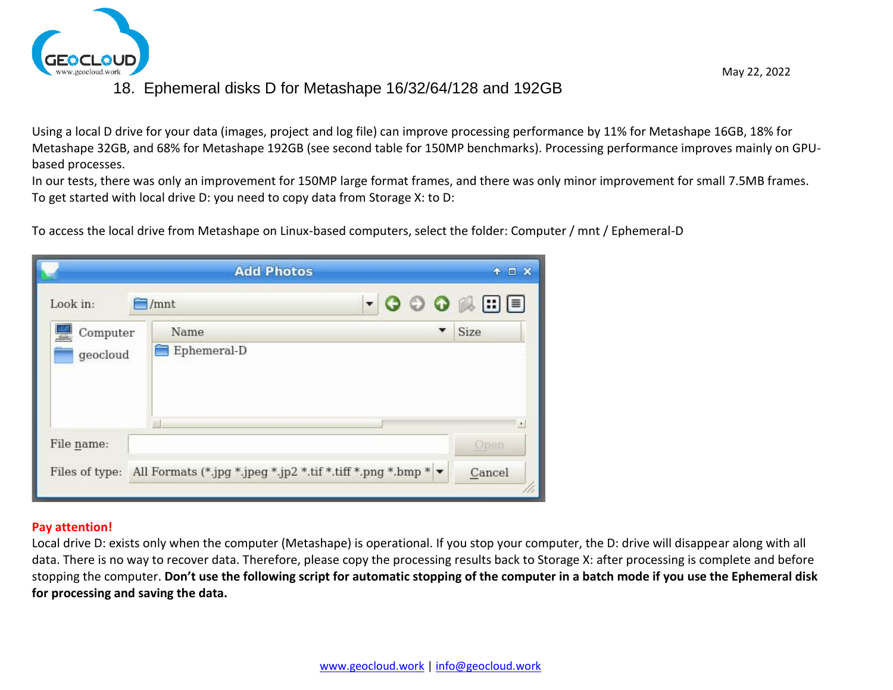## 18. Ephemeral disks D for Metashape 16/32/64/128 and 192GB

Using a local D drive for your data (images, project and log file) can improve processing performance by 11% for Metashape 16GB, 18% for Metashape 32GB, and 68% for Metashape 192GB (see second table for 150MP benchmarks). Processing performance improves mainly on GPU-based processes.
In our tests, there was only an improvement for 150MP large format frames, and there was only minor improvement for small 7.5MB frames.
To get started with local drive D: you need to copy data from Storage X: to D:

To access the local drive from Metashape on Linux-based computers, select the folder: Computer / mnt / Ephemeral-D

**Pay attention!**
Local drive D: exists only when the computer (Metashape) is operational. If you stop your computer, the D: drive will disappear along with all data. There is no way to recover data. Therefore, please copy the processing results back to Storage X: after processing is complete and before stopping the computer. **Don't use the following script for automatic stopping of the computer in a batch mode if you use the Ephemeral disk for processing and saving the data.**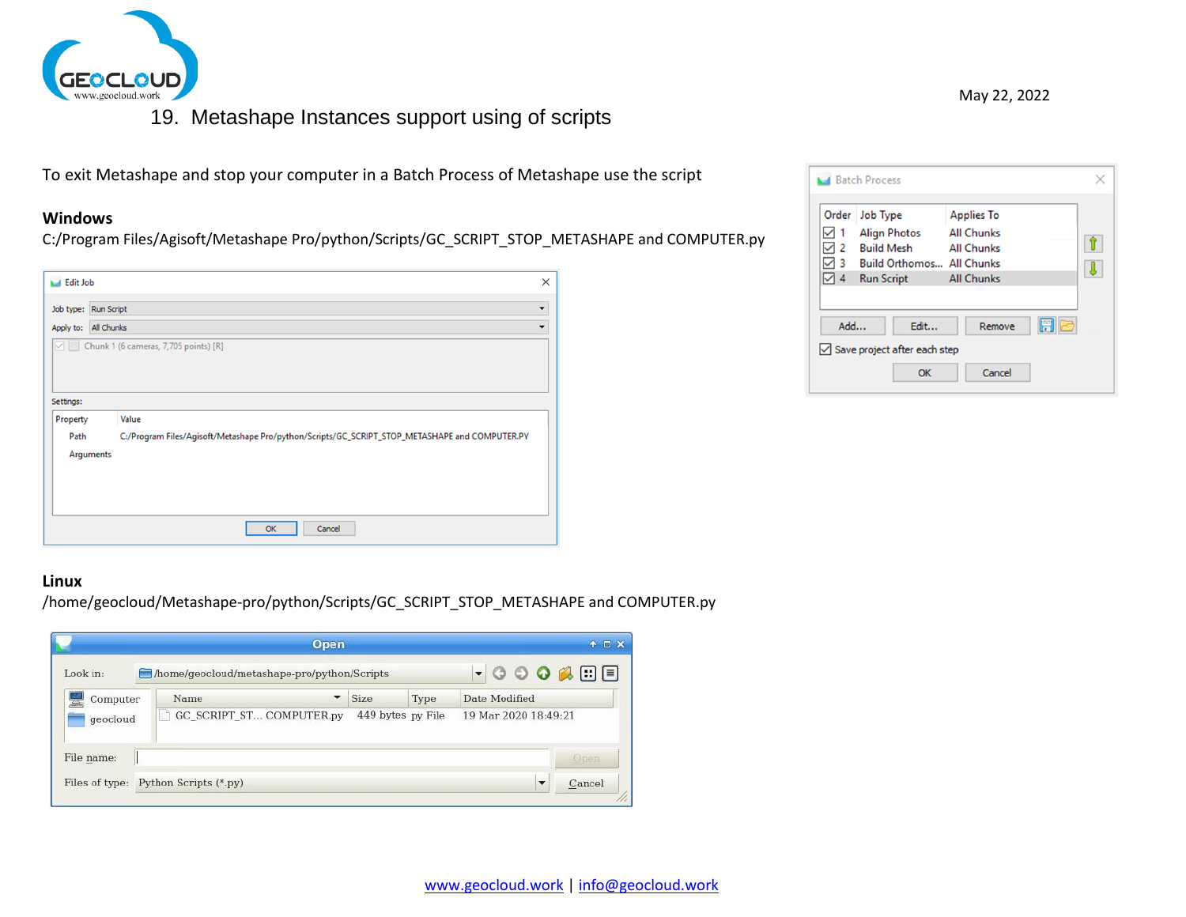# 19. Metashape Instances support using of scripts

May 22, 2022

To exit Metashape and stop your computer in a Batch Process of Metashape use the script

**Windows**

C:/Program Files/Agisoft/Metashape Pro/python/Scripts/GC_SCRIPT_STOP_METASHAPE and COMPUTER.py

**Linux**

/home/geocloud/Metashape-pro/python/Scripts/GC_SCRIPT_STOP_METASHAPE and COMPUTER.py

www.geocloud.work | info@geocloud.work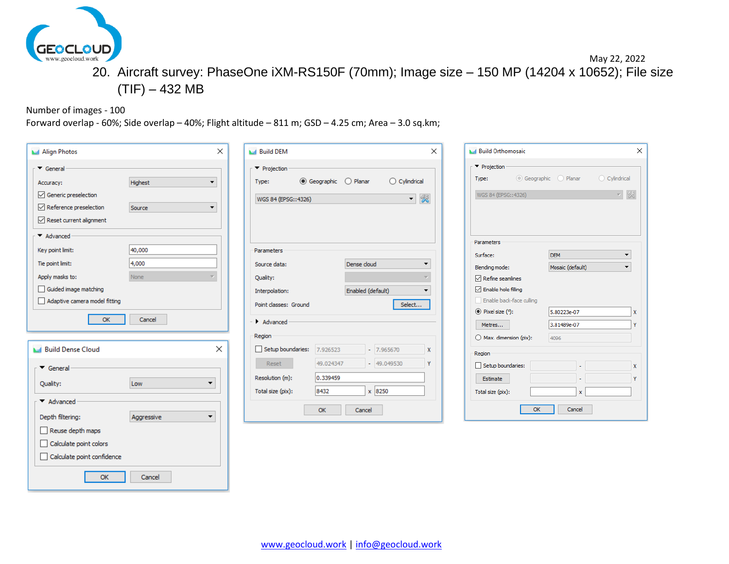20. Aircraft survey: PhaseOne iXM-RS150F (70mm); Image size – 150 MP (14204 x 10652); File size (TIF) – 432 MB

Number of images - 100

Forward overlap - 60%; Side overlap – 40%; Flight altitude – 811 m; GSD – 4.25 cm; Area – 3.0 sq.km;

**Align Photos**

General

- Accuracy: Highest
- [x] Generic preselection
- [x] Reference preselection: Source
- [x] Reset current alignment

Advanced

- Key point limit: 40,000
- Tie point limit: 4,000
- Apply masks to: None
- [ ] Guided image matching
- [ ] Adaptive camera model fitting

OK | Cancel

**Build Dense Cloud**

General

- Quality: Low

Advanced

- Depth filtering: Aggressive
- [ ] Reuse depth maps
- [ ] Calculate point colors
- [ ] Calculate point confidence

OK | Cancel

**Build DEM**

Projection

- Type: (•) Geographic ( ) Planar ( ) Cylindrical
- WGS 84 (EPSG::4326)

Parameters

- Source data: Dense cloud
- Quality:
- Interpolation: Enabled (default)
- Point classes: Ground — Select...

Advanced

Region

- [ ] Setup boundaries: 7.926523 - 7.965670 X
- Reset: 49.024347 - 49.049530 Y
- Resolution (m): 0.339459
- Total size (pix): 8432 x 8250

OK | Cancel

**Build Orthomosaic**

Projection

- Type: ( ) Geographic ( ) Planar ( ) Cylindrical
- WGS 84 (EPSG::4326)

Parameters

- Surface: DEM
- Blending mode: Mosaic (default)
- [x] Refine seamlines
- [x] Enable hole filling
- [ ] Enable back-face culling
- (•) Pixel size (°): 5.80223e-07 X
- Metres...: 3.81489e-07 Y
- ( ) Max. dimension (pix): 4096

Region

- [ ] Setup boundaries: - X
- Estimate: - Y
- Total size (pix): x

OK | Cancel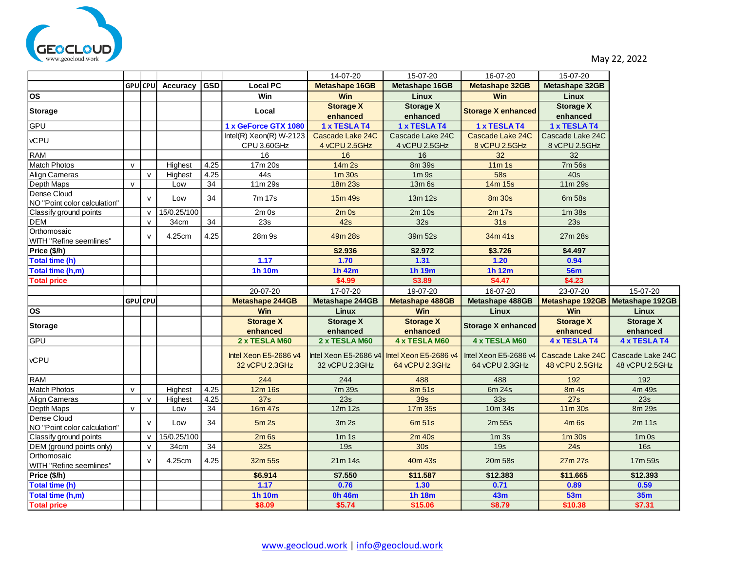May 22, 2022

| | GPU | CPU | Accuracy | GSD | Local PC | Metashape 16GB | Metashape 16GB | Metashape 32GB | Metashape 32GB |
|---|---|---|---|---|---|---|---|---|---|
| | | | | | | 14-07-20 | 15-07-20 | 16-07-20 | 15-07-20 |
| **OS** | | | | | **Win** | **Win** | **Linux** | **Win** | **Linux** |
| **Storage** | | | | | **Local** | **Storage X enhanced** | **Storage X enhanced** | **Storage X enhanced** | **Storage X enhanced** |
| GPU | | | | | **1 x GeForce GTX 1080** | **1 x TESLA T4** | **1 x TESLA T4** | **1 x TESLA T4** | **1 x TESLA T4** |
| vCPU | | | | | Intel(R) Xeon(R) W-2123 CPU 3.60GHz | Cascade Lake 24C 4 vCPU 2.5GHz | Cascade Lake 24C 4 vCPU 2.5GHz | Cascade Lake 24C 8 vCPU 2.5GHz | Cascade Lake 24C 8 vCPU 2.5GHz |
| RAM | | | | | 16 | 16 | 16 | 32 | 32 |
| Match Photos | v | | Highest | 4.25 | 17m 20s | 14m 2s | 8m 39s | 11m 1s | 7m 56s |
| Align Cameras | | v | Highest | 4.25 | 44s | 1m 30s | 1m 9s | 58s | 40s |
| Depth Maps | v | | Low | 34 | 11m 29s | 18m 23s | 13m 6s | 14m 15s | 11m 29s |
| Dense Cloud NO "Point color calculation" | | v | Low | 34 | 7m 17s | 15m 49s | 13m 12s | 8m 30s | 6m 58s |
| Classify ground points | | v | 15/0.25/100 | | 2m 0s | 2m 0s | 2m 10s | 2m 17s | 1m 38s |
| DEM | | v | 34cm | 34 | 23s | 42s | 32s | 31s | 23s |
| Orthomosaic WITH "Refine seemlines" | | v | 4.25cm | 4.25 | 28m 9s | 49m 28s | 39m 52s | 34m 41s | 27m 28s |
| **Price ($/h)** | | | | | | **$2.936** | **$2.972** | **$3.726** | **$4.497** |
| **Total time (h)** | | | | | **1.17** | **1.70** | **1.31** | **1.20** | **0.94** |
| **Total time (h,m)** | | | | | **1h 10m** | **1h 42m** | **1h 19m** | **1h 12m** | **56m** |
| **Total price** | | | | | | **$4.99** | **$3.89** | **$4.47** | **$4.23** |

| | GPU | CPU | | | Metashape 244GB | Metashape 244GB | Metashape 488GB | Metashape 488GB | Metashape 192GB | Metashape 192GB |
|---|---|---|---|---|---|---|---|---|---|---|
| | | | | | 20-07-20 | 17-07-20 | 19-07-20 | 16-07-20 | 23-07-20 | 15-07-20 |
| **OS** | | | | | **Win** | **Linux** | **Win** | **Linux** | **Win** | **Linux** |
| **Storage** | | | | | **Storage X enhanced** | **Storage X enhanced** | **Storage X enhanced** | **Storage X enhanced** | **Storage X enhanced** | **Storage X enhanced** |
| GPU | | | | | **2 x TESLA M60** | **2 x TESLA M60** | **4 x TESLA M60** | **4 x TESLA M60** | **4 x TESLA T4** | **4 x TESLA T4** |
| vCPU | | | | | Intel Xeon E5-2686 v4 32 vCPU 2.3GHz | Intel Xeon E5-2686 v4 32 vCPU 2.3GHz | Intel Xeon E5-2686 v4 64 vCPU 2.3GHz | Intel Xeon E5-2686 v4 64 vCPU 2.3GHz | Cascade Lake 24C 48 vCPU 2.5GHz | Cascade Lake 24C 48 vCPU 2.5GHz |
| RAM | | | | | 244 | 244 | 488 | 488 | 192 | 192 |
| Match Photos | v | | Highest | 4.25 | 12m 16s | 7m 39s | 8m 51s | 6m 24s | 8m 4s | 4m 49s |
| Align Cameras | | v | Highest | 4.25 | 37s | 23s | 39s | 33s | 27s | 23s |
| Depth Maps | v | | Low | 34 | 16m 47s | 12m 12s | 17m 35s | 10m 34s | 11m 30s | 8m 29s |
| Dense Cloud NO "Point color calculation" | | v | Low | 34 | 5m 2s | 3m 2s | 6m 51s | 2m 55s | 4m 6s | 2m 11s |
| Classify ground points | | v | 15/0.25/100 | | 2m 6s | 1m 1s | 2m 40s | 1m 3s | 1m 30s | 1m 0s |
| DEM (ground points only) | | v | 34cm | 34 | 32s | 19s | 30s | 19s | 24s | 16s |
| Orthomosaic WITH "Refine seemlines" | | v | 4.25cm | 4.25 | 32m 55s | 21m 14s | 40m 43s | 20m 58s | 27m 27s | 17m 59s |
| **Price ($/h)** | | | | | **$6.914** | **$7.550** | **$11.587** | **$12.383** | **$11.665** | **$12.393** |
| **Total time (h)** | | | | | **1.17** | **0.76** | **1.30** | **0.71** | **0.89** | **0.59** |
| **Total time (h,m)** | | | | | **1h 10m** | **0h 46m** | **1h 18m** | **43m** | **53m** | **35m** |
| **Total price** | | | | | **$8.09** | **$5.74** | **$15.06** | **$8.79** | **$10.38** | **$7.31** |

www.geocloud.work | info@geocloud.work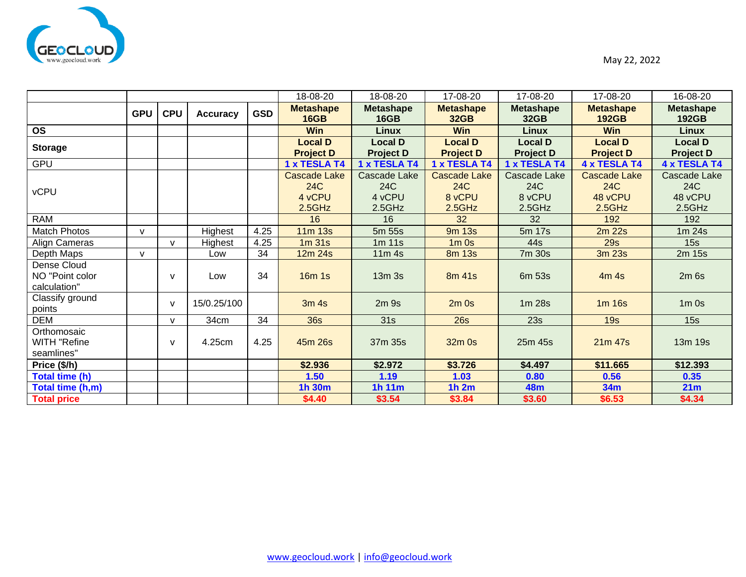May 22, 2022

| | | | | | 18-08-20 | 18-08-20 | 17-08-20 | 17-08-20 | 17-08-20 | 16-08-20 |
|---|---|---|---|---|---|---|---|---|---|---|
| | **GPU** | **CPU** | **Accuracy** | **GSD** | **Metashape 16GB** | **Metashape 16GB** | **Metashape 32GB** | **Metashape 32GB** | **Metashape 192GB** | **Metashape 192GB** |
| **OS** | | | | | **Win** | **Linux** | **Win** | **Linux** | **Win** | **Linux** |
| **Storage** | | | | | **Local D Project D** | **Local D Project D** | **Local D Project D** | **Local D Project D** | **Local D Project D** | **Local D Project D** |
| GPU | | | | | **1 x TESLA T4** | **1 x TESLA T4** | **1 x TESLA T4** | **1 x TESLA T4** | **4 x TESLA T4** | **4 x TESLA T4** |
| vCPU | | | | | Cascade Lake 24C 4 vCPU 2.5GHz | Cascade Lake 24C 4 vCPU 2.5GHz | Cascade Lake 24C 8 vCPU 2.5GHz | Cascade Lake 24C 8 vCPU 2.5GHz | Cascade Lake 24C 48 vCPU 2.5GHz | Cascade Lake 24C 48 vCPU 2.5GHz |
| RAM | | | | | 16 | 16 | 32 | 32 | 192 | 192 |
| Match Photos | v | | Highest | 4.25 | 11m 13s | 5m 55s | 9m 13s | 5m 17s | 2m 22s | 1m 24s |
| Align Cameras | | v | Highest | 4.25 | 1m 31s | 1m 11s | 1m 0s | 44s | 29s | 15s |
| Depth Maps | v | | Low | 34 | 12m 24s | 11m 4s | 8m 13s | 7m 30s | 3m 23s | 2m 15s |
| Dense Cloud NO "Point color calculation" | | v | Low | 34 | 16m 1s | 13m 3s | 8m 41s | 6m 53s | 4m 4s | 2m 6s |
| Classify ground points | | v | 15/0.25/100 | | 3m 4s | 2m 9s | 2m 0s | 1m 28s | 1m 16s | 1m 0s |
| DEM | | v | 34cm | 34 | 36s | 31s | 26s | 23s | 19s | 15s |
| Orthomosaic WITH "Refine seamlines" | | v | 4.25cm | 4.25 | 45m 26s | 37m 35s | 32m 0s | 25m 45s | 21m 47s | 13m 19s |
| **Price ($/h)** | | | | | **$2.936** | **$2.972** | **$3.726** | **$4.497** | **$11.665** | **$12.393** |
| **Total time (h)** | | | | | **1.50** | **1.19** | **1.03** | **0.80** | **0.56** | **0.35** |
| **Total time (h,m)** | | | | | **1h 30m** | **1h 11m** | **1h 2m** | **48m** | **34m** | **21m** |
| **Total price** | | | | | **$4.40** | **$3.54** | **$3.84** | **$3.60** | **$6.53** | **$4.34** |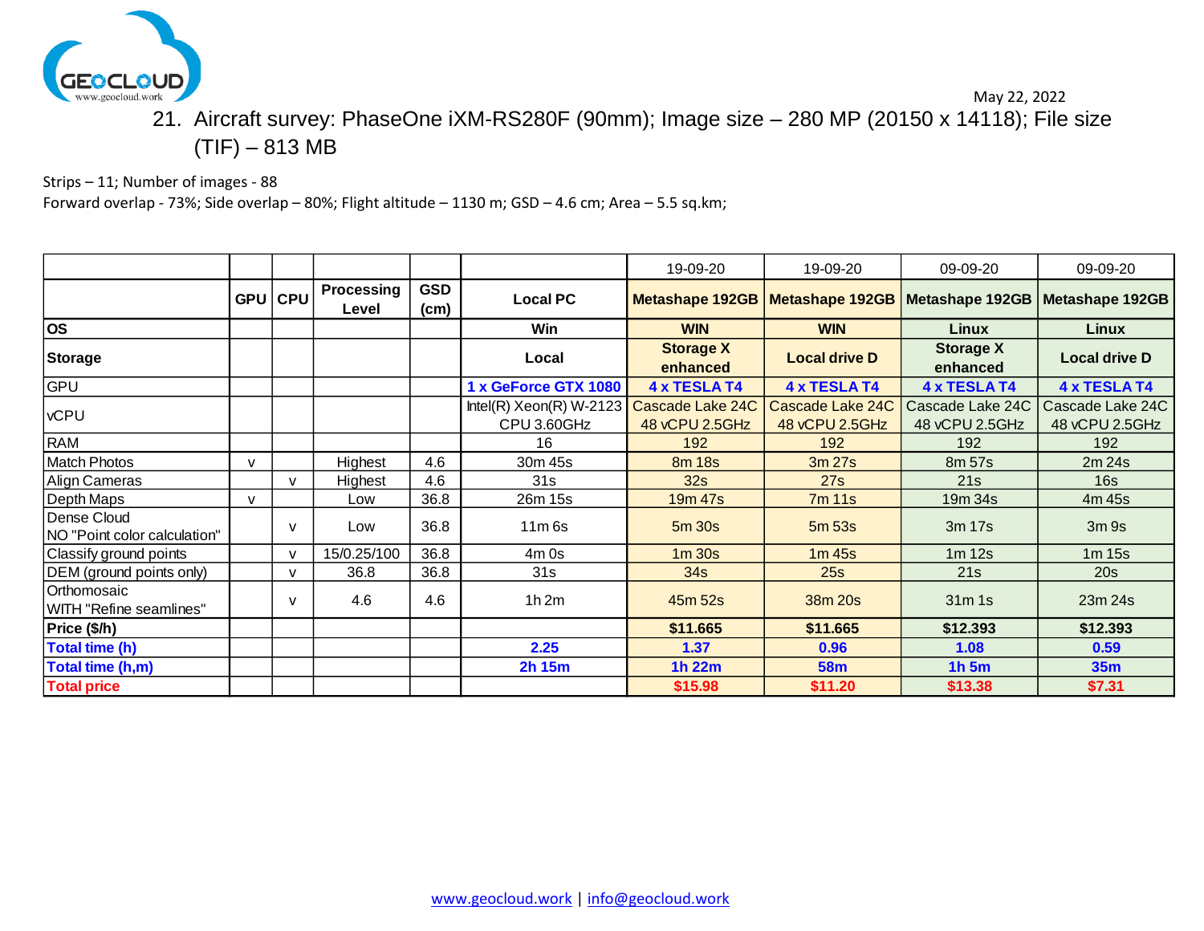May 22, 2022

21. Aircraft survey: PhaseOne iXM-RS280F (90mm); Image size – 280 MP (20150 x 14118); File size (TIF) – 813 MB

Strips – 11; Number of images - 88

Forward overlap - 73%; Side overlap – 80%; Flight altitude – 1130 m; GSD – 4.6 cm; Area – 5.5 sq.km;

| | | | | | | 19-09-20 | 19-09-20 | 09-09-20 | 09-09-20 |
|---|---|---|---|---|---|---|---|---|---|
| | **GPU** | **CPU** | **Processing Level** | **GSD (cm)** | **Local PC** | **Metashape 192GB** | **Metashape 192GB** | **Metashape 192GB** | **Metashape 192GB** |
| **OS** | | | | | **Win** | **WIN** | **WIN** | **Linux** | **Linux** |
| **Storage** | | | | | **Local** | **Storage X enhanced** | **Local drive D** | **Storage X enhanced** | **Local drive D** |
| GPU | | | | | **1 x GeForce GTX 1080** | **4 x TESLA T4** | **4 x TESLA T4** | **4 x TESLA T4** | **4 x TESLA T4** |
| vCPU | | | | | Intel(R) Xeon(R) W-2123 CPU 3.60GHz | Cascade Lake 24C 48 vCPU 2.5GHz | Cascade Lake 24C 48 vCPU 2.5GHz | Cascade Lake 24C 48 vCPU 2.5GHz | Cascade Lake 24C 48 vCPU 2.5GHz |
| RAM | | | | | 16 | 192 | 192 | 192 | 192 |
| Match Photos | v | | Highest | 4.6 | 30m 45s | 8m 18s | 3m 27s | 8m 57s | 2m 24s |
| Align Cameras | | v | Highest | 4.6 | 31s | 32s | 27s | 21s | 16s |
| Depth Maps | v | | Low | 36.8 | 26m 15s | 19m 47s | 7m 11s | 19m 34s | 4m 45s |
| Dense Cloud NO "Point color calculation" | | v | Low | 36.8 | 11m 6s | 5m 30s | 5m 53s | 3m 17s | 3m 9s |
| Classify ground points | | v | 15/0.25/100 | 36.8 | 4m 0s | 1m 30s | 1m 45s | 1m 12s | 1m 15s |
| DEM (ground points only) | | v | 36.8 | 36.8 | 31s | 34s | 25s | 21s | 20s |
| Orthomosaic WITH "Refine seamlines" | | v | 4.6 | 4.6 | 1h 2m | 45m 52s | 38m 20s | 31m 1s | 23m 24s |
| **Price ($/h)** | | | | | | **$11.665** | **$11.665** | **$12.393** | **$12.393** |
| **Total time (h)** | | | | | **2.25** | **1.37** | **0.96** | **1.08** | **0.59** |
| **Total time (h,m)** | | | | | **2h 15m** | **1h 22m** | **58m** | **1h 5m** | **35m** |
| **Total price** | | | | | | **$15.98** | **$11.20** | **$13.38** | **$7.31** |

www.geocloud.work | info@geocloud.work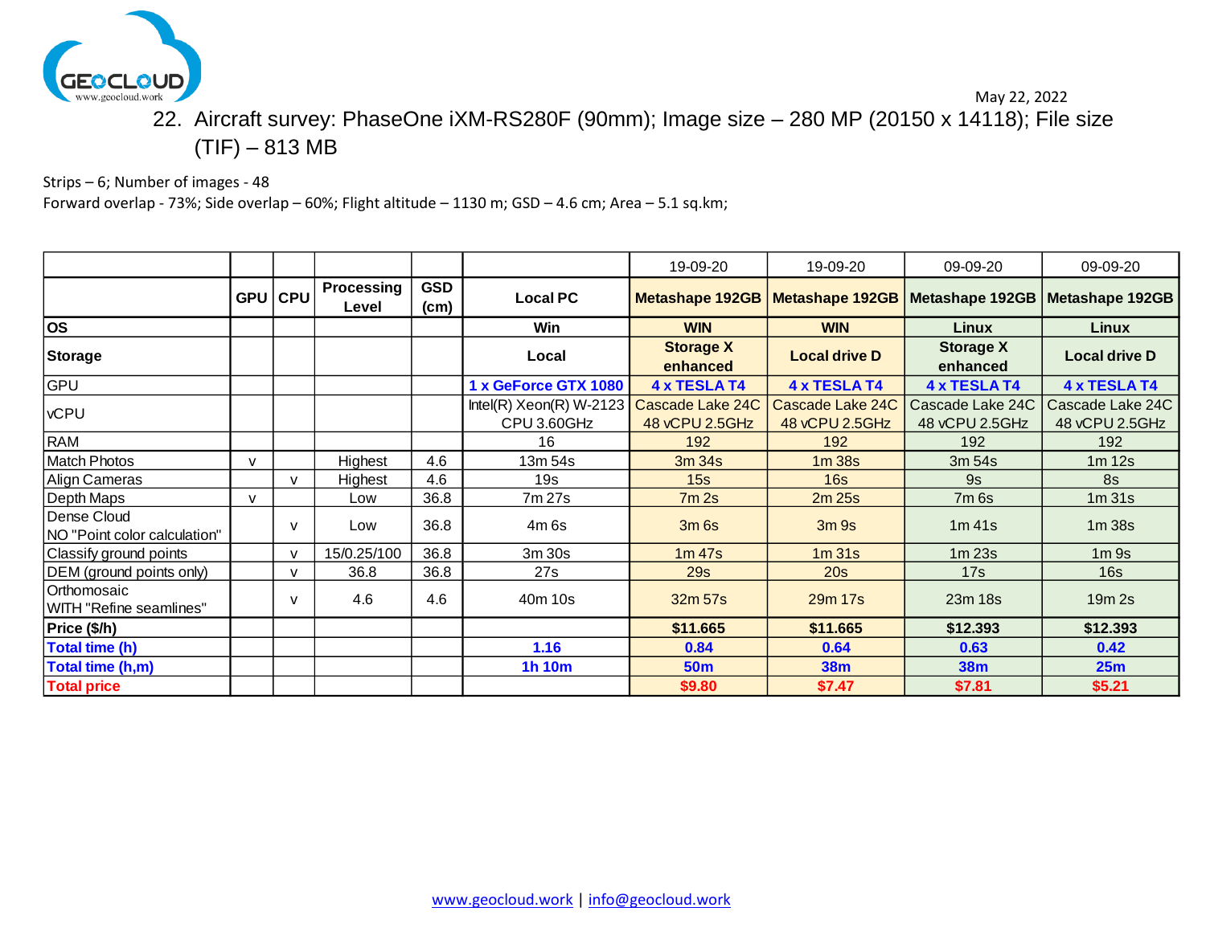May 22, 2022

## 22. Aircraft survey: PhaseOne iXM-RS280F (90mm); Image size – 280 MP (20150 x 14118); File size (TIF) – 813 MB

Strips – 6; Number of images - 48

Forward overlap - 73%; Side overlap – 60%; Flight altitude – 1130 m; GSD – 4.6 cm; Area – 5.1 sq.km;

| | | | | | | 19-09-20 | 19-09-20 | 09-09-20 | 09-09-20 |
|---|---|---|---|---|---|---|---|---|---|
| | **GPU** | **CPU** | **Processing Level** | **GSD (cm)** | **Local PC** | **Metashape 192GB** | **Metashape 192GB** | **Metashape 192GB** | **Metashape 192GB** |
| **OS** | | | | | **Win** | **WIN** | **WIN** | **Linux** | **Linux** |
| **Storage** | | | | | **Local** | **Storage X enhanced** | **Local drive D** | **Storage X enhanced** | **Local drive D** |
| GPU | | | | | **1 x GeForce GTX 1080** | **4 x TESLA T4** | **4 x TESLA T4** | **4 x TESLA T4** | **4 x TESLA T4** |
| vCPU | | | | | Intel(R) Xeon(R) W-2123 CPU 3.60GHz | Cascade Lake 24C 48 vCPU 2.5GHz | Cascade Lake 24C 48 vCPU 2.5GHz | Cascade Lake 24C 48 vCPU 2.5GHz | Cascade Lake 24C 48 vCPU 2.5GHz |
| RAM | | | | | 16 | 192 | 192 | 192 | 192 |
| Match Photos | v | | Highest | 4.6 | 13m 54s | 3m 34s | 1m 38s | 3m 54s | 1m 12s |
| Align Cameras | | v | Highest | 4.6 | 19s | 15s | 16s | 9s | 8s |
| Depth Maps | v | | Low | 36.8 | 7m 27s | 7m 2s | 2m 25s | 7m 6s | 1m 31s |
| Dense Cloud NO "Point color calculation" | | v | Low | 36.8 | 4m 6s | 3m 6s | 3m 9s | 1m 41s | 1m 38s |
| Classify ground points | | v | 15/0.25/100 | 36.8 | 3m 30s | 1m 47s | 1m 31s | 1m 23s | 1m 9s |
| DEM (ground points only) | | v | 36.8 | 36.8 | 27s | 29s | 20s | 17s | 16s |
| Orthomosaic WITH "Refine seamlines" | | v | 4.6 | 4.6 | 40m 10s | 32m 57s | 29m 17s | 23m 18s | 19m 2s |
| **Price ($/h)** | | | | | | **$11.665** | **$11.665** | **$12.393** | **$12.393** |
| **Total time (h)** | | | | | **1.16** | **0.84** | **0.64** | **0.63** | **0.42** |
| **Total time (h,m)** | | | | | **1h 10m** | **50m** | **38m** | **38m** | **25m** |
| **Total price** | | | | | | **$9.80** | **$7.47** | **$7.81** | **$5.21** |

www.geocloud.work | info@geocloud.work